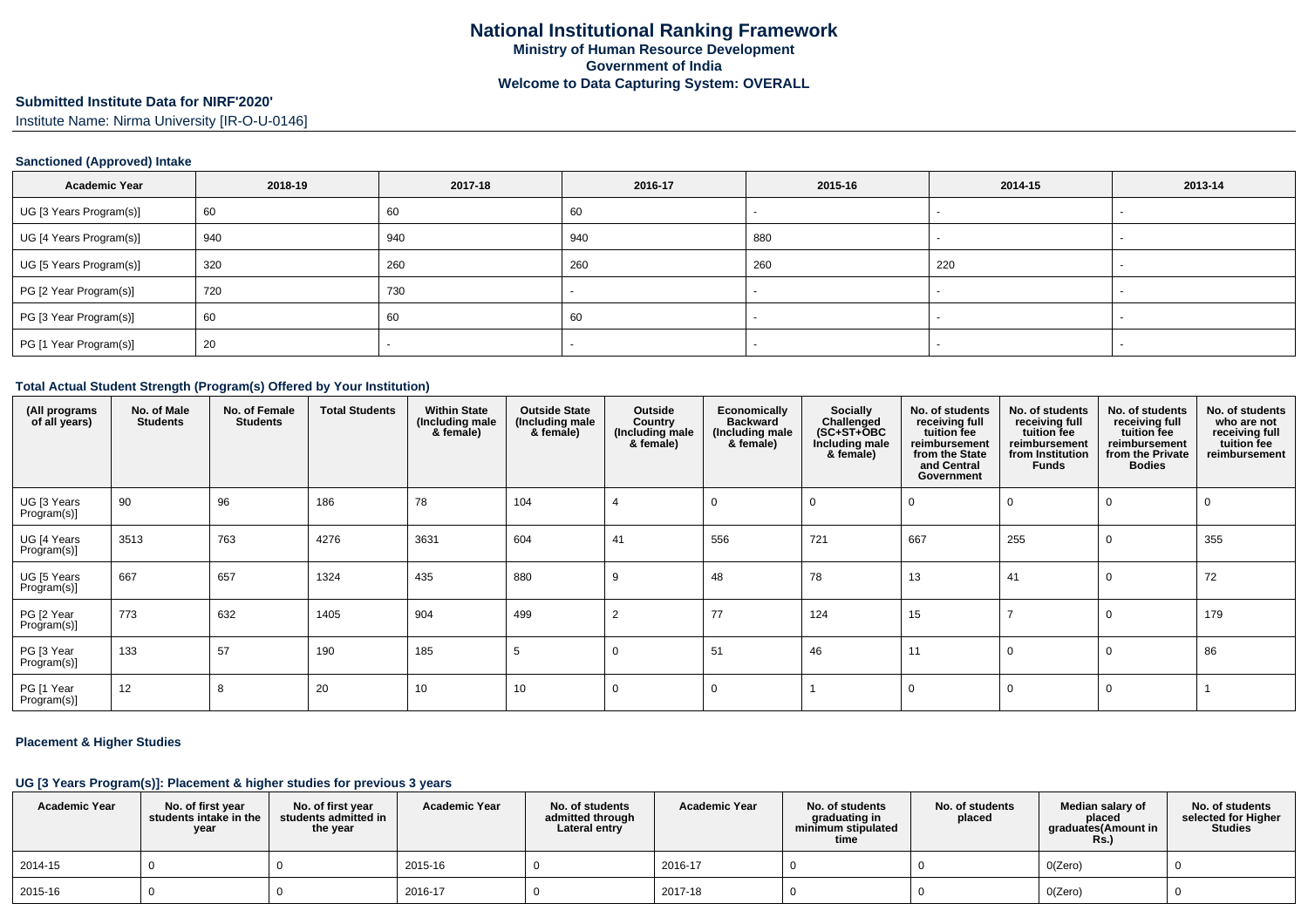# National Institutional Ranking Framework
## Ministry of Human Resource Development
## Government of India
## Welcome to Data Capturing System: OVERALL

### Submitted Institute Data for NIRF'2020'

Institute Name: Nirma University [IR-O-U-0146]

#### Sanctioned (Approved) Intake

| Academic Year | 2018-19 | 2017-18 | 2016-17 | 2015-16 | 2014-15 | 2013-14 |
|---|---|---|---|---|---|---|
| UG [3 Years Program(s)] | 60 | 60 | 60 | - | - | - |
| UG [4 Years Program(s)] | 940 | 940 | 940 | 880 | - | - |
| UG [5 Years Program(s)] | 320 | 260 | 260 | 260 | 220 | - |
| PG [2 Year Program(s)] | 720 | 730 | - | - | - | - |
| PG [3 Year Program(s)] | 60 | 60 | 60 | - | - | - |
| PG [1 Year Program(s)] | 20 | - | - | - | - | - |

#### Total Actual Student Strength (Program(s) Offered by Your Institution)

| (All programs of all years) | No. of Male Students | No. of Female Students | Total Students | Within State (Including male & female) | Outside State (Including male & female) | Outside Country (Including male & female) | Economically Backward (Including male & female) | Socially Challenged (SC+ST+OBC Including male & female) | No. of students receiving full tuition fee reimbursement from the State and Central Government | No. of students receiving full tuition fee reimbursement from Institution Funds | No. of students receiving full tuition fee reimbursement from the Private Bodies | No. of students who are not receiving full tuition fee reimbursement |
|---|---|---|---|---|---|---|---|---|---|---|---|---|
| UG [3 Years Program(s)] | 90 | 96 | 186 | 78 | 104 | 4 | 0 | 0 | 0 | 0 | 0 | 0 |
| UG [4 Years Program(s)] | 3513 | 763 | 4276 | 3631 | 604 | 41 | 556 | 721 | 667 | 255 | 0 | 355 |
| UG [5 Years Program(s)] | 667 | 657 | 1324 | 435 | 880 | 9 | 48 | 78 | 13 | 41 | 0 | 72 |
| PG [2 Year Program(s)] | 773 | 632 | 1405 | 904 | 499 | 2 | 77 | 124 | 15 | 7 | 0 | 179 |
| PG [3 Year Program(s)] | 133 | 57 | 190 | 185 | 5 | 0 | 51 | 46 | 11 | 0 | 0 | 86 |
| PG [1 Year Program(s)] | 12 | 8 | 20 | 10 | 10 | 0 | 0 | 1 | 0 | 0 | 0 | 1 |

#### Placement & Higher Studies

#### UG [3 Years Program(s)]: Placement & higher studies for previous 3 years

| Academic Year | No. of first year students intake in the year | No. of first year students admitted in the year | Academic Year | No. of students admitted through Lateral entry | Academic Year | No. of students graduating in minimum stipulated time | No. of students placed | Median salary of placed graduates(Amount in Rs.) | No. of students selected for Higher Studies |
|---|---|---|---|---|---|---|---|---|---|
| 2014-15 | 0 | 0 | 2015-16 | 0 | 2016-17 | 0 | 0 | 0(Zero) | 0 |
| 2015-16 | 0 | 0 | 2016-17 | 0 | 2017-18 | 0 | 0 | 0(Zero) | 0 |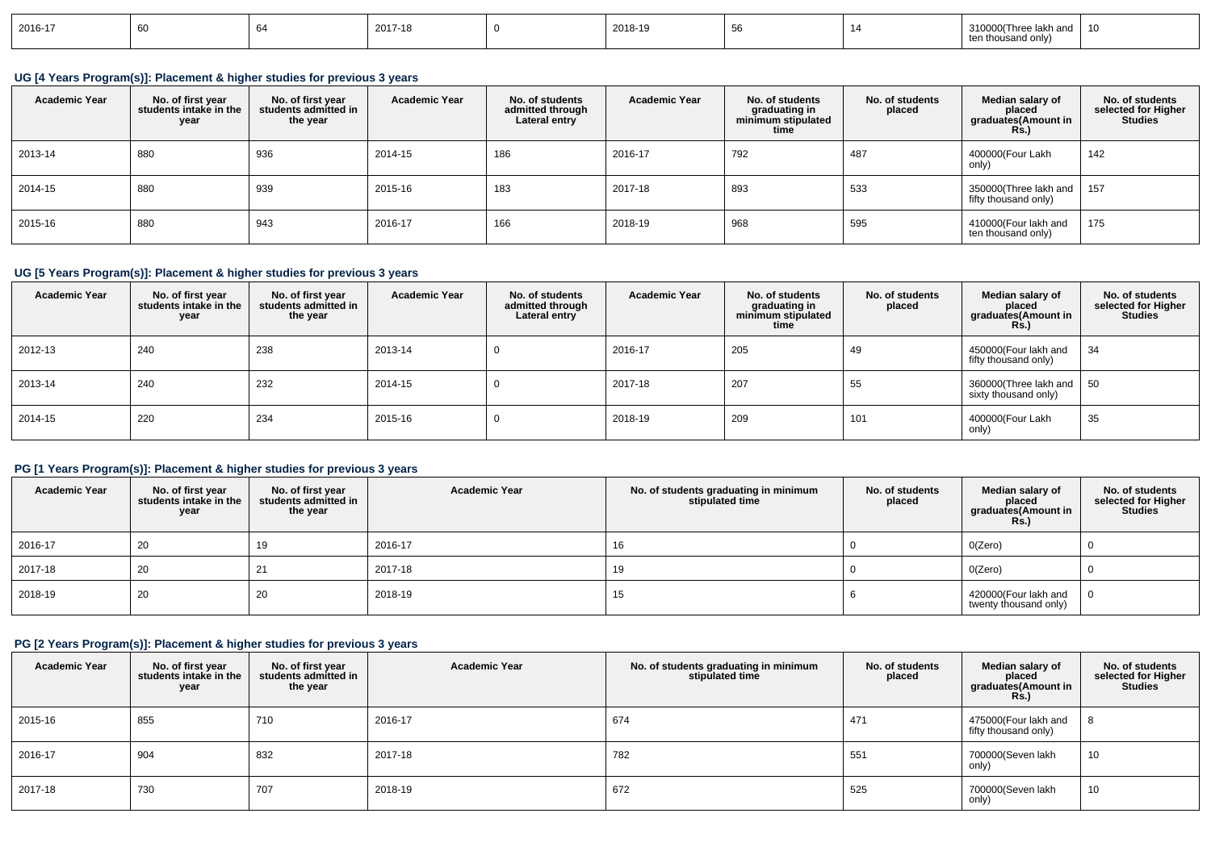| 2016-17 | 60 | 64 | 2017-18 | 0 | 2018-19 | 56 | 14 | 310000(Three lakh and ten thousand only) | 10 |
|---|---|---|---|---|---|---|---|---|---|

### UG [4 Years Program(s)]: Placement & higher studies for previous 3 years

| Academic Year | No. of first year students intake in the year | No. of first year students admitted in the year | Academic Year | No. of students admitted through Lateral entry | Academic Year | No. of students graduating in minimum stipulated time | No. of students placed | Median salary of placed graduates(Amount in Rs.) | No. of students selected for Higher Studies |
|---|---|---|---|---|---|---|---|---|---|
| 2013-14 | 880 | 936 | 2014-15 | 186 | 2016-17 | 792 | 487 | 400000(Four Lakh only) | 142 |
| 2014-15 | 880 | 939 | 2015-16 | 183 | 2017-18 | 893 | 533 | 350000(Three lakh and fifty thousand only) | 157 |
| 2015-16 | 880 | 943 | 2016-17 | 166 | 2018-19 | 968 | 595 | 410000(Four lakh and ten thousand only) | 175 |

### UG [5 Years Program(s)]: Placement & higher studies for previous 3 years

| Academic Year | No. of first year students intake in the year | No. of first year students admitted in the year | Academic Year | No. of students admitted through Lateral entry | Academic Year | No. of students graduating in minimum stipulated time | No. of students placed | Median salary of placed graduates(Amount in Rs.) | No. of students selected for Higher Studies |
|---|---|---|---|---|---|---|---|---|---|
| 2012-13 | 240 | 238 | 2013-14 | 0 | 2016-17 | 205 | 49 | 450000(Four lakh and fifty thousand only) | 34 |
| 2013-14 | 240 | 232 | 2014-15 | 0 | 2017-18 | 207 | 55 | 360000(Three lakh and sixty thousand only) | 50 |
| 2014-15 | 220 | 234 | 2015-16 | 0 | 2018-19 | 209 | 101 | 400000(Four Lakh only) | 35 |

### PG [1 Years Program(s)]: Placement & higher studies for previous 3 years

| Academic Year | No. of first year students intake in the year | No. of first year students admitted in the year | Academic Year | No. of students graduating in minimum stipulated time | No. of students placed | Median salary of placed graduates(Amount in Rs.) | No. of students selected for Higher Studies |
|---|---|---|---|---|---|---|---|
| 2016-17 | 20 | 19 | 2016-17 | 16 | 0 | 0(Zero) | 0 |
| 2017-18 | 20 | 21 | 2017-18 | 19 | 0 | 0(Zero) | 0 |
| 2018-19 | 20 | 20 | 2018-19 | 15 | 6 | 420000(Four lakh and twenty thousand only) | 0 |

### PG [2 Years Program(s)]: Placement & higher studies for previous 3 years

| Academic Year | No. of first year students intake in the year | No. of first year students admitted in the year | Academic Year | No. of students graduating in minimum stipulated time | No. of students placed | Median salary of placed graduates(Amount in Rs.) | No. of students selected for Higher Studies |
|---|---|---|---|---|---|---|---|
| 2015-16 | 855 | 710 | 2016-17 | 674 | 471 | 475000(Four lakh and fifty thousand only) | 8 |
| 2016-17 | 904 | 832 | 2017-18 | 782 | 551 | 700000(Seven lakh only) | 10 |
| 2017-18 | 730 | 707 | 2018-19 | 672 | 525 | 700000(Seven lakh only) | 10 |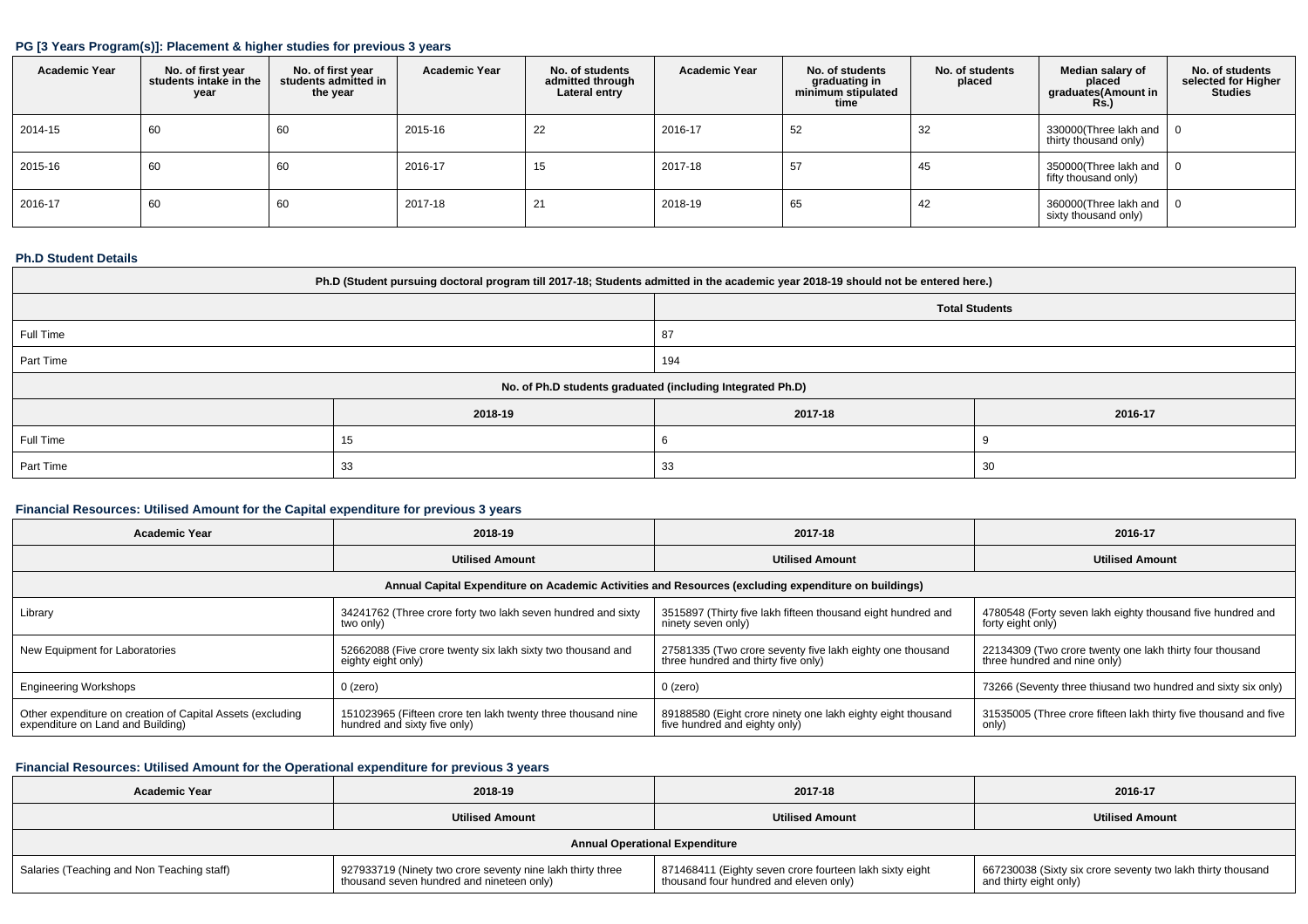### PG [3 Years Program(s)]: Placement & higher studies for previous 3 years

| Academic Year | No. of first year students intake in the year | No. of first year students admitted in the year | Academic Year | No. of students admitted through Lateral entry | Academic Year | No. of students graduating in minimum stipulated time | No. of students placed | Median salary of placed graduates(Amount in Rs.) | No. of students selected for Higher Studies |
|---|---|---|---|---|---|---|---|---|---|
| 2014-15 | 60 | 60 | 2015-16 | 22 | 2016-17 | 52 | 32 | 330000(Three lakh and thirty thousand only) | 0 |
| 2015-16 | 60 | 60 | 2016-17 | 15 | 2017-18 | 57 | 45 | 350000(Three lakh and fifty thousand only) | 0 |
| 2016-17 | 60 | 60 | 2017-18 | 21 | 2018-19 | 65 | 42 | 360000(Three lakh and sixty thousand only) | 0 |

### Ph.D Student Details

| Ph.D (Student pursuing doctoral program till 2017-18; Students admitted in the academic year 2018-19 should not be entered here.) | | |
|---|---|---|
| | Total Students | |
| Full Time | 87 | |
| Part Time | 194 | |
| No. of Ph.D students graduated (including Integrated Ph.D) | | |
| | 2018-19 | 2017-18 | 2016-17 |
| Full Time | 15 | 6 | 9 |
| Part Time | 33 | 33 | 30 |

### Financial Resources: Utilised Amount for the Capital expenditure for previous 3 years

| Academic Year | 2018-19 | 2017-18 | 2016-17 |
|---|---|---|---|
| | Utilised Amount | Utilised Amount | Utilised Amount |
| Annual Capital Expenditure on Academic Activities and Resources (excluding expenditure on buildings) | | | |
| Library | 34241762 (Three crore forty two lakh seven hundred and sixty two only) | 3515897 (Thirty five lakh fifteen thousand eight hundred and ninety seven only) | 4780548 (Forty seven lakh eighty thousand five hundred and forty eight only) |
| New Equipment for Laboratories | 52662088 (Five crore twenty six lakh sixty two thousand and eighty eight only) | 27581335 (Two crore seventy five lakh eighty one thousand three hundred and thirty five only) | 22134309 (Two crore twenty one lakh thirty four thousand three hundred and nine only) |
| Engineering Workshops | 0 (zero) | 0 (zero) | 73266 (Seventy three thiusand two hundred and sixty six only) |
| Other expenditure on creation of Capital Assets (excluding expenditure on Land and Building) | 151023965 (Fifteen crore ten lakh twenty three thousand nine hundred and sixty five only) | 89188580 (Eight crore ninety one lakh eighty eight thousand five hundred and eighty only) | 31535005 (Three crore fifteen lakh thirty five thousand and five only) |

### Financial Resources: Utilised Amount for the Operational expenditure for previous 3 years

| Academic Year | 2018-19 | 2017-18 | 2016-17 |
|---|---|---|---|
| | Utilised Amount | Utilised Amount | Utilised Amount |
| Annual Operational Expenditure | | | |
| Salaries (Teaching and Non Teaching staff) | 927933719 (Ninety two crore seventy nine lakh thirty three thousand seven hundred and nineteen only) | 871468411 (Eighty seven crore fourteen lakh sixty eight thousand four hundred and eleven only) | 667230038 (Sixty six crore seventy two lakh thirty thousand and thirty eight only) |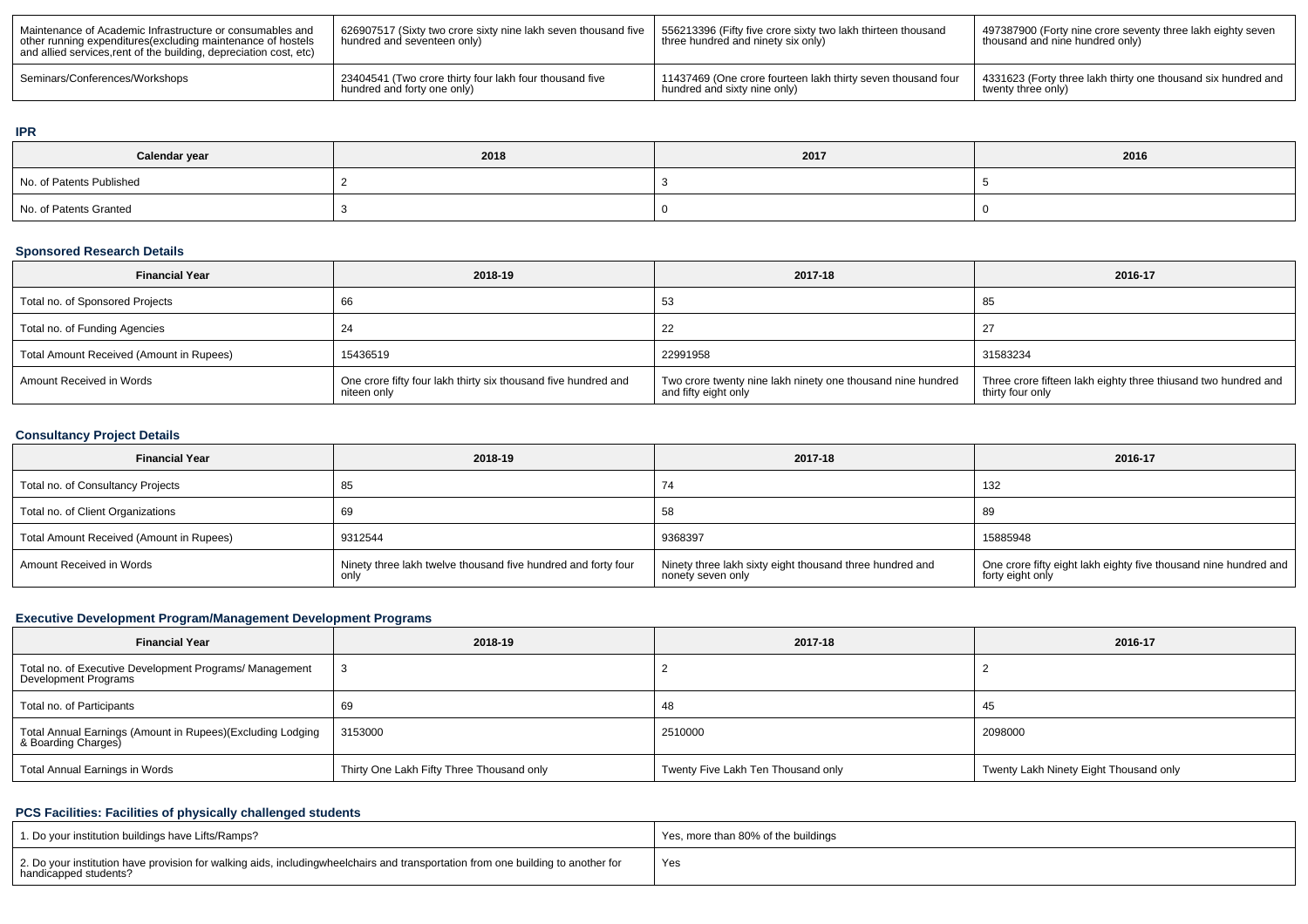| Maintenance of Academic Infrastructure or consumables and other running expenditures(excluding maintenance of hostels and allied services,rent of the building, depreciation cost, etc) | 626907517 (Sixty two crore sixty nine lakh seven thousand five hundred and seventeen only) | 556213396 (Fifty five crore sixty two lakh thirteen thousand three hundred and ninety six only) | 497387900 (Forty nine crore seventy three lakh eighty seven thousand and nine hundred only) |
|---|---|---|---|
| Seminars/Conferences/Workshops | 23404541 (Two crore thirty four lakh four thousand five hundred and forty one only) | 11437469 (One crore fourteen lakh thirty seven thousand four hundred and sixty nine only) | 4331623 (Forty three lakh thirty one thousand six hundred and twenty three only) |

### IPR

| Calendar year | 2018 | 2017 | 2016 |
|---|---|---|---|
| No. of Patents Published | 2 | 3 | 5 |
| No. of Patents Granted | 3 | 0 | 0 |

### Sponsored Research Details

| Financial Year | 2018-19 | 2017-18 | 2016-17 |
|---|---|---|---|
| Total no. of Sponsored Projects | 66 | 53 | 85 |
| Total no. of Funding Agencies | 24 | 22 | 27 |
| Total Amount Received (Amount in Rupees) | 15436519 | 22991958 | 31583234 |
| Amount Received in Words | One crore fifty four lakh thirty six thousand five hundred and niteen only | Two crore twenty nine lakh ninety one thousand nine hundred and fifty eight only | Three crore fifteen lakh eighty three thiusand two hundred and thirty four only |

### Consultancy Project Details

| Financial Year | 2018-19 | 2017-18 | 2016-17 |
|---|---|---|---|
| Total no. of Consultancy Projects | 85 | 74 | 132 |
| Total no. of Client Organizations | 69 | 58 | 89 |
| Total Amount Received (Amount in Rupees) | 9312544 | 9368397 | 15885948 |
| Amount Received in Words | Ninety three lakh twelve thousand five hundred and forty four only | Ninety three lakh sixty eight thousand three hundred and nonety seven only | One crore fifty eight lakh eighty five thousand nine hundred and forty eight only |

### Executive Development Program/Management Development Programs

| Financial Year | 2018-19 | 2017-18 | 2016-17 |
|---|---|---|---|
| Total no. of Executive Development Programs/ Management Development Programs | 3 | 2 | 2 |
| Total no. of Participants | 69 | 48 | 45 |
| Total Annual Earnings (Amount in Rupees)(Excluding Lodging & Boarding Charges) | 3153000 | 2510000 | 2098000 |
| Total Annual Earnings in Words | Thirty One Lakh Fifty Three Thousand only | Twenty Five Lakh Ten Thousand only | Twenty Lakh Ninety Eight Thousand only |

### PCS Facilities: Facilities of physically challenged students

| 1. Do your institution buildings have Lifts/Ramps? | Yes, more than 80% of the buildings |
|---|---|
| 2. Do your institution have provision for walking aids, includingwheelchairs and transportation from one building to another for handicapped students? | Yes |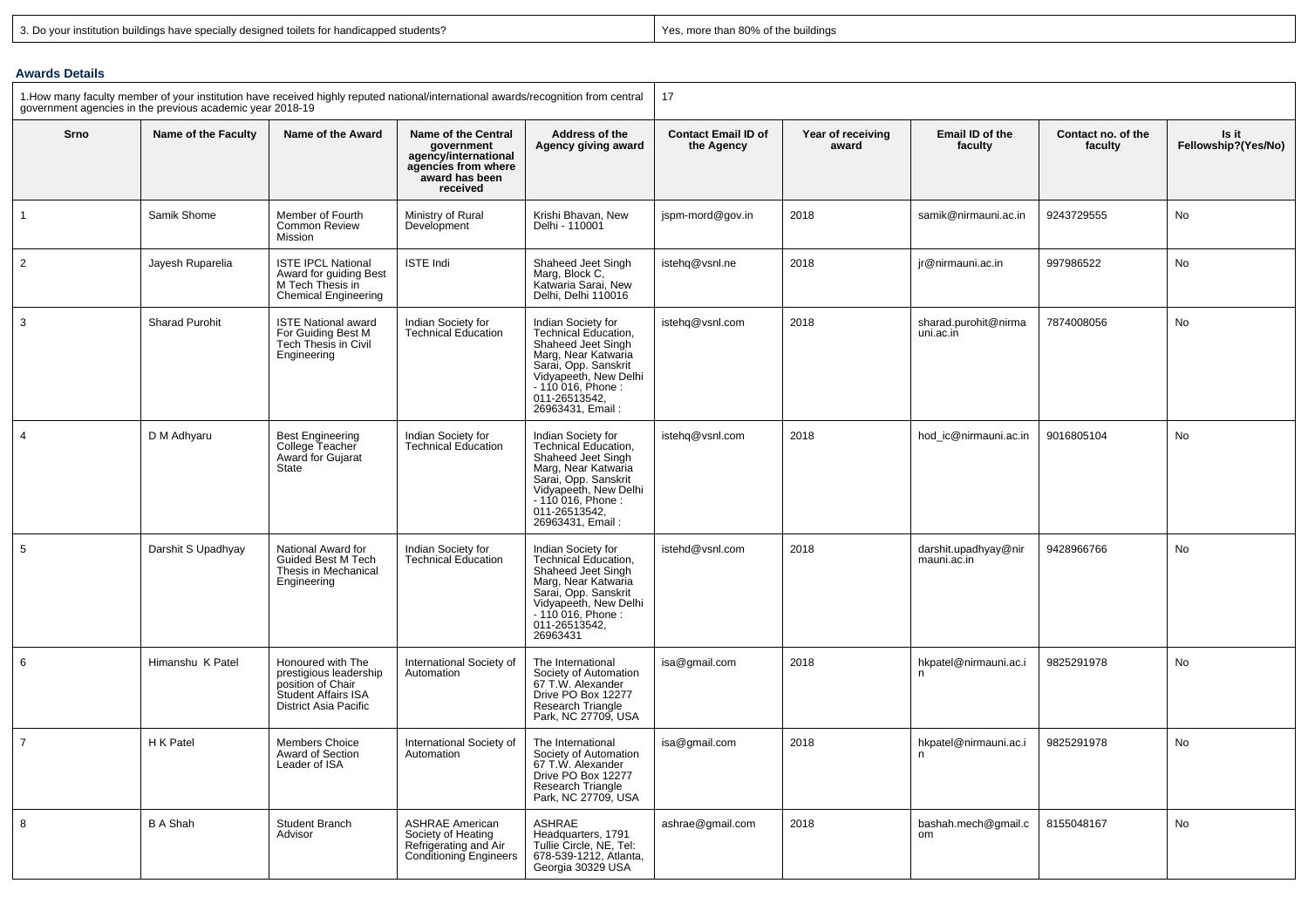| 3. Do your institution buildings have specially designed toilets for handicapped students? | Yes, more than 80% of the buildings |
|---|---|

## Awards Details

| 1.How many faculty member of your institution have received highly reputed national/international awards/recognition from central government agencies in the previous academic year 2018-19 | 17 |
|---|---|

| Srno | Name of the Faculty | Name of the Award | Name of the Central government agency/international agencies from where award has been received | Address of the Agency giving award | Contact Email ID of the Agency | Year of receiving award | Email ID of the faculty | Contact no. of the faculty | Is it Fellowship?(Yes/No) |
|---|---|---|---|---|---|---|---|---|---|
| 1 | Samik Shome | Member of Fourth Common Review Mission | Ministry of Rural Development | Krishi Bhavan, New Delhi - 110001 | jspm-mord@gov.in | 2018 | samik@nirmauni.ac.in | 9243729555 | No |
| 2 | Jayesh Ruparelia | ISTE IPCL National Award for guiding Best M Tech Thesis in Chemical Engineering | ISTE Indi | Shaheed Jeet Singh Marg, Block C, Katwaria Sarai, New Delhi, Delhi 110016 | istehq@vsnl.ne | 2018 | jr@nirmauni.ac.in | 997986522 | No |
| 3 | Sharad Purohit | ISTE National award For Guiding Best M Tech Thesis in Civil Engineering | Indian Society for Technical Education | Indian Society for Technical Education, Shaheed Jeet Singh Marg, Near Katwaria Sarai, Opp. Sanskrit Vidyapeeth, New Delhi - 110 016, Phone : 011-26513542, 26963431, Email : | istehq@vsnl.com | 2018 | sharad.purohit@nirmauni.ac.in | 7874008056 | No |
| 4 | D M Adhyaru | Best Engineering College Teacher Award for Gujarat State | Indian Society for Technical Education | Indian Society for Technical Education, Shaheed Jeet Singh Marg, Near Katwaria Sarai, Opp. Sanskrit Vidyapeeth, New Delhi - 110 016, Phone : 011-26513542, 26963431, Email : | istehq@vsnl.com | 2018 | hod_ic@nirmauni.ac.in | 9016805104 | No |
| 5 | Darshit S Upadhyay | National Award for Guided Best M Tech Thesis in Mechanical Engineering | Indian Society for Technical Education | Indian Society for Technical Education, Shaheed Jeet Singh Marg, Near Katwaria Sarai, Opp. Sanskrit Vidyapeeth, New Delhi - 110 016, Phone : 011-26513542, 26963431 | istehd@vsnl.com | 2018 | darshit.upadhyay@nirmauni.ac.in | 9428966766 | No |
| 6 | Himanshu K Patel | Honoured with The prestigious leadership position of Chair Student Affairs ISA District Asia Pacific | International Society of Automation | The International Society of Automation 67 T.W. Alexander Drive PO Box 12277 Research Triangle Park, NC 27709, USA | isa@gmail.com | 2018 | hkpatel@nirmauni.ac.in | 9825291978 | No |
| 7 | H K Patel | Members Choice Award of Section Leader of ISA | International Society of Automation | The International Society of Automation 67 T.W. Alexander Drive PO Box 12277 Research Triangle Park, NC 27709, USA | isa@gmail.com | 2018 | hkpatel@nirmauni.ac.in | 9825291978 | No |
| 8 | B A Shah | Student Branch Advisor | ASHRAE American Society of Heating Refrigerating and Air Conditioning Engineers | ASHRAE Headquarters, 1791 Tullie Circle, NE, Tel: 678-539-1212, Atlanta, Georgia 30329 USA | ashrae@gmail.com | 2018 | bashah.mech@gmail.com | 8155048167 | No |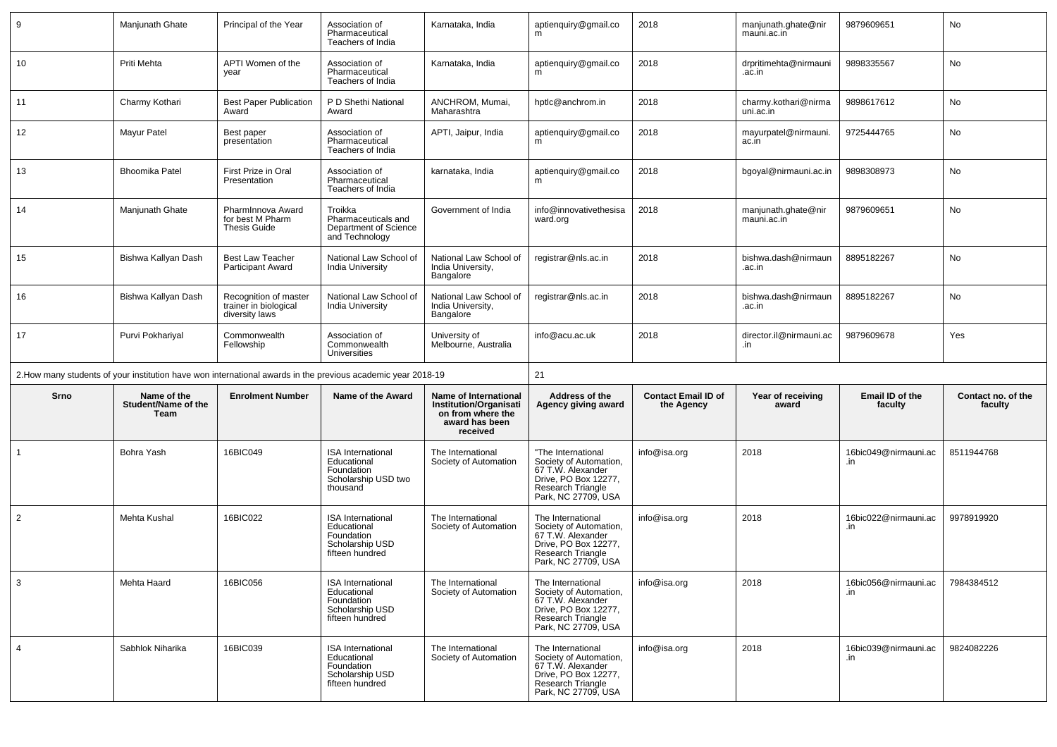| | | | | | | | | | |
|---|---|---|---|---|---|---|---|---|---|
| 9 | Manjunath Ghate | Principal of the Year | Association of Pharmaceutical Teachers of India | Karnataka, India | aptienquiry@gmail.com | 2018 | manjunath.ghate@nirmauni.ac.in | 9879609651 | No |
| 10 | Priti Mehta | APTI Women of the year | Association of Pharmaceutical Teachers of India | Karnataka, India | aptienquiry@gmail.com | 2018 | drpritimehta@nirmauni.ac.in | 9898335567 | No |
| 11 | Charmy Kothari | Best Paper Publication Award | P D Shethi National Award | ANCHROM, Mumai, Maharashtra | hptlc@anchrom.in | 2018 | charmy.kothari@nirmauni.ac.in | 9898617612 | No |
| 12 | Mayur Patel | Best paper presentation | Association of Pharmaceutical Teachers of India | APTI, Jaipur, India | aptienquiry@gmail.com | 2018 | mayurpatel@nirmauni.ac.in | 9725444765 | No |
| 13 | Bhoomika Patel | First Prize in Oral Presentation | Association of Pharmaceutical Teachers of India | karnataka, India | aptienquiry@gmail.com | 2018 | bgoyal@nirmauni.ac.in | 9898308973 | No |
| 14 | Manjunath Ghate | PharmInnova Award for best M Pharm Thesis Guide | Troikka Pharmaceuticals and Department of Science and Technology | Government of India | info@innovativethesisaward.org | 2018 | manjunath.ghate@nirmauni.ac.in | 9879609651 | No |
| 15 | Bishwa Kallyan Dash | Best Law Teacher Participant Award | National Law School of India University | National Law School of India University, Bangalore | registrar@nls.ac.in | 2018 | bishwa.dash@nirmauni.ac.in | 8895182267 | No |
| 16 | Bishwa Kallyan Dash | Recognition of master trainer in biological diversity laws | National Law School of India University | National Law School of India University, Bangalore | registrar@nls.ac.in | 2018 | bishwa.dash@nirmauni.ac.in | 8895182267 | No |
| 17 | Purvi Pokhariyal | Commonwealth Fellowship | Association of Commonwealth Universities | University of Melbourne, Australia | info@acu.ac.uk | 2018 | director.il@nirmauni.ac.in | 9879609678 | Yes |

2.How many students of your institution have won international awards in the previous academic year 2018-19: 21

| Srno | Name of the Student/Name of the Team | Enrolment Number | Name of the Award | Name of International Institution/Organisation from where the award has been received | Address of the Agency giving award | Contact Email ID of the Agency | Year of receiving award | Email ID of the faculty | Contact no. of the faculty |
|---|---|---|---|---|---|---|---|---|---|
| 1 | Bohra Yash | 16BIC049 | ISA International Educational Foundation Scholarship USD two thousand | The International Society of Automation | "The International Society of Automation, 67 T.W. Alexander Drive, PO Box 12277, Research Triangle Park, NC 27709, USA | info@isa.org | 2018 | 16bic049@nirmauni.ac.in | 8511944768 |
| 2 | Mehta Kushal | 16BIC022 | ISA International Educational Foundation Scholarship USD fifteen hundred | The International Society of Automation | The International Society of Automation, 67 T.W. Alexander Drive, PO Box 12277, Research Triangle Park, NC 27709, USA | info@isa.org | 2018 | 16bic022@nirmauni.ac.in | 9978919920 |
| 3 | Mehta Haard | 16BIC056 | ISA International Educational Foundation Scholarship USD fifteen hundred | The International Society of Automation | The International Society of Automation, 67 T.W. Alexander Drive, PO Box 12277, Research Triangle Park, NC 27709, USA | info@isa.org | 2018 | 16bic056@nirmauni.ac.in | 7984384512 |
| 4 | Sabhlok Niharika | 16BIC039 | ISA International Educational Foundation Scholarship USD fifteen hundred | The International Society of Automation | The International Society of Automation, 67 T.W. Alexander Drive, PO Box 12277, Research Triangle Park, NC 27709, USA | info@isa.org | 2018 | 16bic039@nirmauni.ac.in | 9824082226 |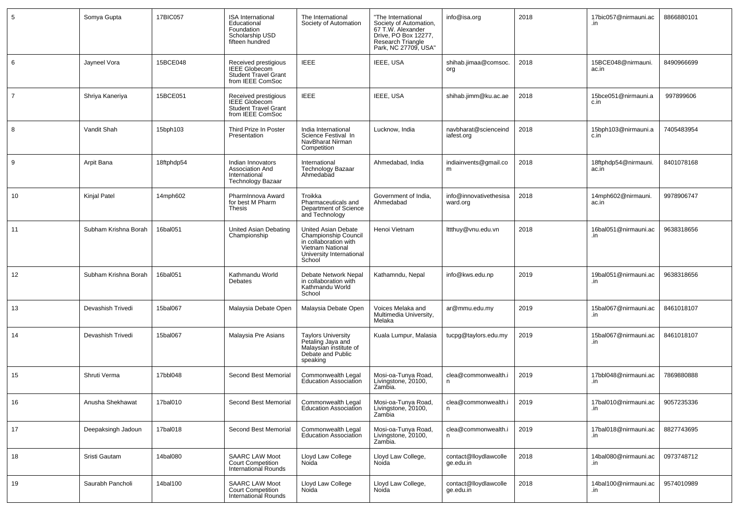| 5 | Somya Gupta | 17BIC057 | ISA International Educational Foundation Scholarship USD fifteen hundred | The International Society of Automation | "The International Society of Automation, 67 T.W. Alexander Drive, PO Box 12277, Research Triangle Park, NC 27709, USA" | info@isa.org | 2018 | 17bic057@nirmauni.ac.in | 8866880101 |
|---|---|---|---|---|---|---|---|---|---|
| 6 | Jayneel Vora | 15BCE048 | Received prestigious IEEE Globecom Student Travel Grant from IEEE ComSoc | IEEE | IEEE, USA | shihab.jimaa@comsoc.org | 2018 | 15BCE048@nirmauni.ac.in | 8490966699 |
| 7 | Shriya Kaneriya | 15BCE051 | Received prestigious IEEE Globecom Student Travel Grant from IEEE ComSoc | IEEE | IEEE, USA | shihab.jimm@ku.ac.ae | 2018 | 15bce051@nirmauni.ac.in | 997899606 |
| 8 | Vandit Shah | 15bph103 | Third Prize In Poster Presentation | India International Science Festival In NavBharat Nirman Competition | Lucknow, India | navbharat@scienceindiafest.org | 2018 | 15bph103@nirmauni.ac.in | 7405483954 |
| 9 | Arpit Bana | 18ftphdp54 | Indian Innovators Association And International Technology Bazaar | International Technology Bazaar Ahmedabad | Ahmedabad, India | indiainvents@gmail.com | 2018 | 18ftphdp54@nirmauni.ac.in | 8401078168 |
| 10 | Kinjal Patel | 14mph602 | PharmInnova Award for best M Pharm Thesis | Troikka Pharmaceuticals and Department of Science and Technology | Government of India, Ahmedabad | info@innovativethesisaward.org | 2018 | 14mph602@nirmauni.ac.in | 9978906747 |
| 11 | Subham Krishna Borah | 16bal051 | United Asian Debating Championship | United Asian Debate Championship Council in collaboration with Vietnam National University International School | Henoi Vietnam | lttthuy@vnu.edu.vn | 2018 | 16bal051@nirmauni.ac.in | 9638318656 |
| 12 | Subham Krishna Borah | 16bal051 | Kathmandu World Debates | Debate Network Nepal in collaboration with Kathmandu World School | Kathamndu, Nepal | info@kws.edu.np | 2019 | 19bal051@nirmauni.ac.in | 9638318656 |
| 13 | Devashish Trivedi | 15bal067 | Malaysia Debate Open | Malaysia Debate Open | Voices Melaka and Multimedia University, Melaka | ar@mmu.edu.my | 2019 | 15bal067@nirmauni.ac.in | 8461018107 |
| 14 | Devashish Trivedi | 15bal067 | Malaysia Pre Asians | Taylors University Petaling Jaya and Malaysian institute of Debate and Public speaking | Kuala Lumpur, Malasia | tucpg@taylors.edu.my | 2019 | 15bal067@nirmauni.ac.in | 8461018107 |
| 15 | Shruti Verma | 17bbl048 | Second Best Memorial | Commonwealth Legal Education Association | Mosi-oa-Tunya Road, Livingstone, 20100, Zambia. | clea@commonwealth.in | 2019 | 17bbl048@nirmauni.ac.in | 7869880888 |
| 16 | Anusha Shekhawat | 17bal010 | Second Best Memorial | Commonwealth Legal Education Association | Mosi-oa-Tunya Road, Livingstone, 20100, Zambia | clea@commonwealth.in | 2019 | 17bal010@nirmauni.ac.in | 9057235336 |
| 17 | Deepaksingh Jadoun | 17bal018 | Second Best Memorial | Commonwealth Legal Education Association | Mosi-oa-Tunya Road, Livingstone, 20100, Zambia. | clea@commonwealth.in | 2019 | 17bal018@nirmauni.ac.in | 8827743695 |
| 18 | Sristi Gautam | 14bal080 | SAARC LAW Moot Court Competition International Rounds | Lloyd Law College Noida | Lloyd Law College, Noida | contact@lloydlawcollege.edu.in | 2018 | 14bal080@nirmauni.ac.in | 0973748712 |
| 19 | Saurabh Pancholi | 14bal100 | SAARC LAW Moot Court Competition International Rounds | Lloyd Law College Noida | Lloyd Law College, Noida | contact@lloydlawcollege.edu.in | 2018 | 14bal100@nirmauni.ac.in | 9574010989 |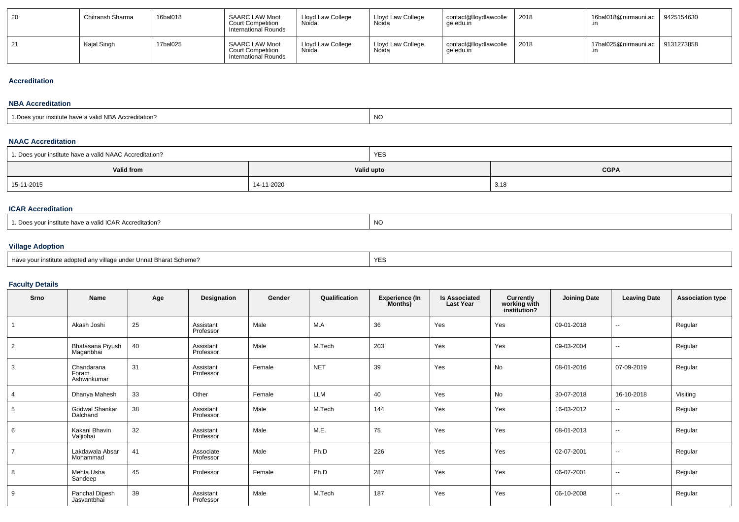| 20 | Chitransh Sharma | 16bal018 | SAARC LAW Moot Court Competition International Rounds | Lloyd Law College Noida | Lloyd Law College Noida | contact@lloydlawcollege.edu.in | 2018 | 16bal018@nirmauni.ac.in | 9425154630 |
|---|---|---|---|---|---|---|---|---|---|
| 21 | Kajal Singh | 17bal025 | SAARC LAW Moot Court Competition International Rounds | Lloyd Law College Noida | Lloyd Law College, Noida | contact@lloydlawcollege.edu.in | 2018 | 17bal025@nirmauni.ac.in | 9131273858 |

### Accreditation

#### NBA Accreditation

| 1.Does your institute have a valid NBA Accreditation? | NO |
|---|---|

#### NAAC Accreditation

| 1. Does your institute have a valid NAAC Accreditation? | YES | |
|---|---|---|
| **Valid from** | **Valid upto** | **CGPA** |
| 15-11-2015 | 14-11-2020 | 3.18 |

#### ICAR Accreditation

| 1. Does your institute have a valid ICAR Accreditation? | NO |
|---|---|

#### Village Adoption

| Have your institute adopted any village under Unnat Bharat Scheme? | YES |
|---|---|

#### Faculty Details

| Srno | Name | Age | Designation | Gender | Qualification | Experience (In Months) | Is Associated Last Year | Currently working with institution? | Joining Date | Leaving Date | Association type |
|---|---|---|---|---|---|---|---|---|---|---|---|
| 1 | Akash Joshi | 25 | Assistant Professor | Male | M.A | 36 | Yes | Yes | 09-01-2018 | -- | Regular |
| 2 | Bhatasana Piyush Maganbhai | 40 | Assistant Professor | Male | M.Tech | 203 | Yes | Yes | 09-03-2004 | -- | Regular |
| 3 | Chandarana Foram Ashwinkumar | 31 | Assistant Professor | Female | NET | 39 | Yes | No | 08-01-2016 | 07-09-2019 | Regular |
| 4 | Dhanya Mahesh | 33 | Other | Female | LLM | 40 | Yes | No | 30-07-2018 | 16-10-2018 | Visiting |
| 5 | Godwal Shankar Dalchand | 38 | Assistant Professor | Male | M.Tech | 144 | Yes | Yes | 16-03-2012 | -- | Regular |
| 6 | Kakani Bhavin Valjibhai | 32 | Assistant Professor | Male | M.E. | 75 | Yes | Yes | 08-01-2013 | -- | Regular |
| 7 | Lakdawala Absar Mohammad | 41 | Associate Professor | Male | Ph.D | 226 | Yes | Yes | 02-07-2001 | -- | Regular |
| 8 | Mehta Usha Sandeep | 45 | Professor | Female | Ph.D | 287 | Yes | Yes | 06-07-2001 | -- | Regular |
| 9 | Panchal Dipesh Jasvantbhai | 39 | Assistant Professor | Male | M.Tech | 187 | Yes | Yes | 06-10-2008 | -- | Regular |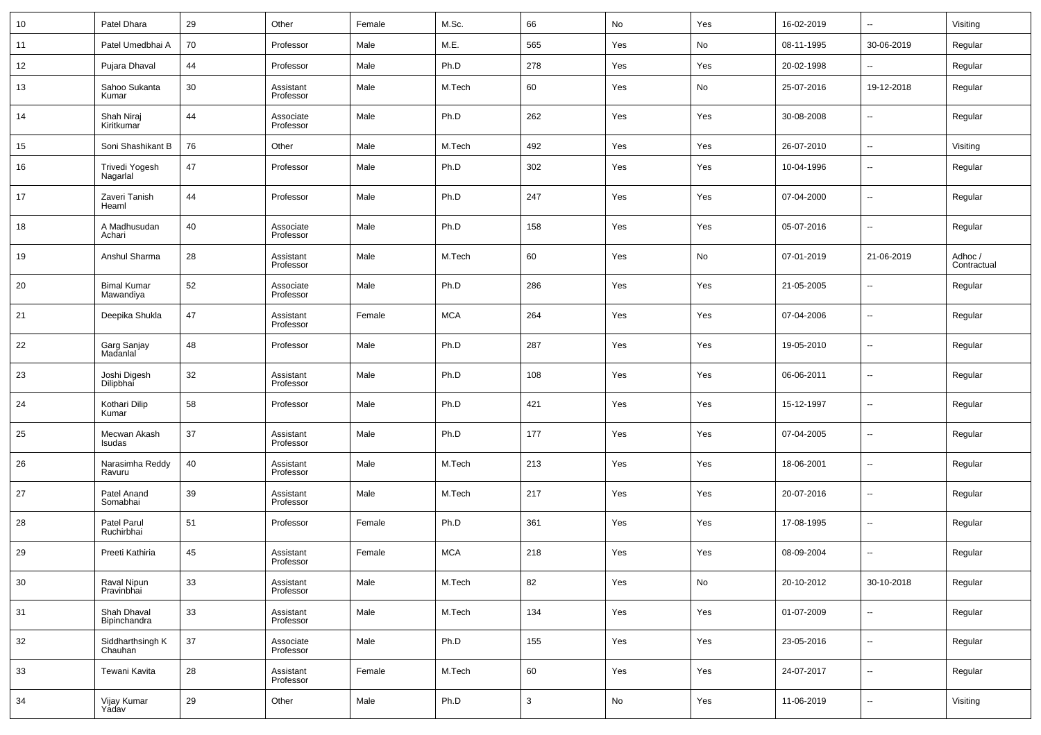| 10 | Patel Dhara | 29 | Other | Female | M.Sc. | 66 | No | Yes | 16-02-2019 | -- | Visiting |
|---|---|---|---|---|---|---|---|---|---|---|---|
| 11 | Patel Umedbhai A | 70 | Professor | Male | M.E. | 565 | Yes | No | 08-11-1995 | 30-06-2019 | Regular |
| 12 | Pujara Dhaval | 44 | Professor | Male | Ph.D | 278 | Yes | Yes | 20-02-1998 | -- | Regular |
| 13 | Sahoo Sukanta Kumar | 30 | Assistant Professor | Male | M.Tech | 60 | Yes | No | 25-07-2016 | 19-12-2018 | Regular |
| 14 | Shah Niraj Kiritkumar | 44 | Associate Professor | Male | Ph.D | 262 | Yes | Yes | 30-08-2008 | -- | Regular |
| 15 | Soni Shashikant B | 76 | Other | Male | M.Tech | 492 | Yes | Yes | 26-07-2010 | -- | Visiting |
| 16 | Trivedi Yogesh Nagarlal | 47 | Professor | Male | Ph.D | 302 | Yes | Yes | 10-04-1996 | -- | Regular |
| 17 | Zaveri Tanish Heaml | 44 | Professor | Male | Ph.D | 247 | Yes | Yes | 07-04-2000 | -- | Regular |
| 18 | A Madhusudan Achari | 40 | Associate Professor | Male | Ph.D | 158 | Yes | Yes | 05-07-2016 | -- | Regular |
| 19 | Anshul Sharma | 28 | Assistant Professor | Male | M.Tech | 60 | Yes | No | 07-01-2019 | 21-06-2019 | Adhoc / Contractual |
| 20 | Bimal Kumar Mawandiya | 52 | Associate Professor | Male | Ph.D | 286 | Yes | Yes | 21-05-2005 | -- | Regular |
| 21 | Deepika Shukla | 47 | Assistant Professor | Female | MCA | 264 | Yes | Yes | 07-04-2006 | -- | Regular |
| 22 | Garg Sanjay Madanlal | 48 | Professor | Male | Ph.D | 287 | Yes | Yes | 19-05-2010 | -- | Regular |
| 23 | Joshi Digesh Dilipbhai | 32 | Assistant Professor | Male | Ph.D | 108 | Yes | Yes | 06-06-2011 | -- | Regular |
| 24 | Kothari Dilip Kumar | 58 | Professor | Male | Ph.D | 421 | Yes | Yes | 15-12-1997 | -- | Regular |
| 25 | Mecwan Akash Isudas | 37 | Assistant Professor | Male | Ph.D | 177 | Yes | Yes | 07-04-2005 | -- | Regular |
| 26 | Narasimha Reddy Ravuru | 40 | Assistant Professor | Male | M.Tech | 213 | Yes | Yes | 18-06-2001 | -- | Regular |
| 27 | Patel Anand Somabhai | 39 | Assistant Professor | Male | M.Tech | 217 | Yes | Yes | 20-07-2016 | -- | Regular |
| 28 | Patel Parul Ruchirbhai | 51 | Professor | Female | Ph.D | 361 | Yes | Yes | 17-08-1995 | -- | Regular |
| 29 | Preeti Kathiria | 45 | Assistant Professor | Female | MCA | 218 | Yes | Yes | 08-09-2004 | -- | Regular |
| 30 | Raval Nipun Pravinbhai | 33 | Assistant Professor | Male | M.Tech | 82 | Yes | No | 20-10-2012 | 30-10-2018 | Regular |
| 31 | Shah Dhaval Bipinchandra | 33 | Assistant Professor | Male | M.Tech | 134 | Yes | Yes | 01-07-2009 | -- | Regular |
| 32 | Siddharthsingh K Chauhan | 37 | Associate Professor | Male | Ph.D | 155 | Yes | Yes | 23-05-2016 | -- | Regular |
| 33 | Tewani Kavita | 28 | Assistant Professor | Female | M.Tech | 60 | Yes | Yes | 24-07-2017 | -- | Regular |
| 34 | Vijay Kumar Yadav | 29 | Other | Male | Ph.D | 3 | No | Yes | 11-06-2019 | -- | Visiting |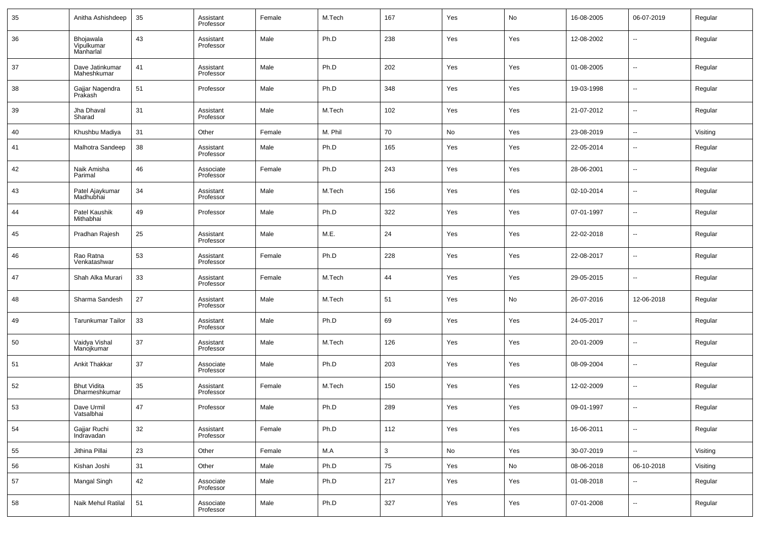| 35 | Anitha Ashishdeep | 35 | Assistant Professor | Female | M.Tech | 167 | Yes | No | 16-08-2005 | 06-07-2019 | Regular |
|---|---|---|---|---|---|---|---|---|---|---|---|
| 36 | Bhojawala Vipulkumar Manharlal | 43 | Assistant Professor | Male | Ph.D | 238 | Yes | Yes | 12-08-2002 | -- | Regular |
| 37 | Dave Jatinkumar Maheshkumar | 41 | Assistant Professor | Male | Ph.D | 202 | Yes | Yes | 01-08-2005 | -- | Regular |
| 38 | Gajjar Nagendra Prakash | 51 | Professor | Male | Ph.D | 348 | Yes | Yes | 19-03-1998 | -- | Regular |
| 39 | Jha Dhaval Sharad | 31 | Assistant Professor | Male | M.Tech | 102 | Yes | Yes | 21-07-2012 | -- | Regular |
| 40 | Khushbu Madiya | 31 | Other | Female | M. Phil | 70 | No | Yes | 23-08-2019 | -- | Visiting |
| 41 | Malhotra Sandeep | 38 | Assistant Professor | Male | Ph.D | 165 | Yes | Yes | 22-05-2014 | -- | Regular |
| 42 | Naik Amisha Parimal | 46 | Associate Professor | Female | Ph.D | 243 | Yes | Yes | 28-06-2001 | -- | Regular |
| 43 | Patel Ajaykumar Madhubhai | 34 | Assistant Professor | Male | M.Tech | 156 | Yes | Yes | 02-10-2014 | -- | Regular |
| 44 | Patel Kaushik Mithabhai | 49 | Professor | Male | Ph.D | 322 | Yes | Yes | 07-01-1997 | -- | Regular |
| 45 | Pradhan Rajesh | 25 | Assistant Professor | Male | M.E. | 24 | Yes | Yes | 22-02-2018 | -- | Regular |
| 46 | Rao Ratna Venkatashwar | 53 | Assistant Professor | Female | Ph.D | 228 | Yes | Yes | 22-08-2017 | -- | Regular |
| 47 | Shah Alka Murari | 33 | Assistant Professor | Female | M.Tech | 44 | Yes | Yes | 29-05-2015 | -- | Regular |
| 48 | Sharma Sandesh | 27 | Assistant Professor | Male | M.Tech | 51 | Yes | No | 26-07-2016 | 12-06-2018 | Regular |
| 49 | Tarunkumar Tailor | 33 | Assistant Professor | Male | Ph.D | 69 | Yes | Yes | 24-05-2017 | -- | Regular |
| 50 | Vaidya Vishal Manojkumar | 37 | Assistant Professor | Male | M.Tech | 126 | Yes | Yes | 20-01-2009 | -- | Regular |
| 51 | Ankit Thakkar | 37 | Associate Professor | Male | Ph.D | 203 | Yes | Yes | 08-09-2004 | -- | Regular |
| 52 | Bhut Vidita Dharmeshkumar | 35 | Assistant Professor | Female | M.Tech | 150 | Yes | Yes | 12-02-2009 | -- | Regular |
| 53 | Dave Urmil Vatsalbhai | 47 | Professor | Male | Ph.D | 289 | Yes | Yes | 09-01-1997 | -- | Regular |
| 54 | Gajjar Ruchi Indravadan | 32 | Assistant Professor | Female | Ph.D | 112 | Yes | Yes | 16-06-2011 | -- | Regular |
| 55 | Jithina Pillai | 23 | Other | Female | M.A | 3 | No | Yes | 30-07-2019 | -- | Visiting |
| 56 | Kishan Joshi | 31 | Other | Male | Ph.D | 75 | Yes | No | 08-06-2018 | 06-10-2018 | Visiting |
| 57 | Mangal Singh | 42 | Associate Professor | Male | Ph.D | 217 | Yes | Yes | 01-08-2018 | -- | Regular |
| 58 | Naik Mehul Ratilal | 51 | Associate Professor | Male | Ph.D | 327 | Yes | Yes | 07-01-2008 | -- | Regular |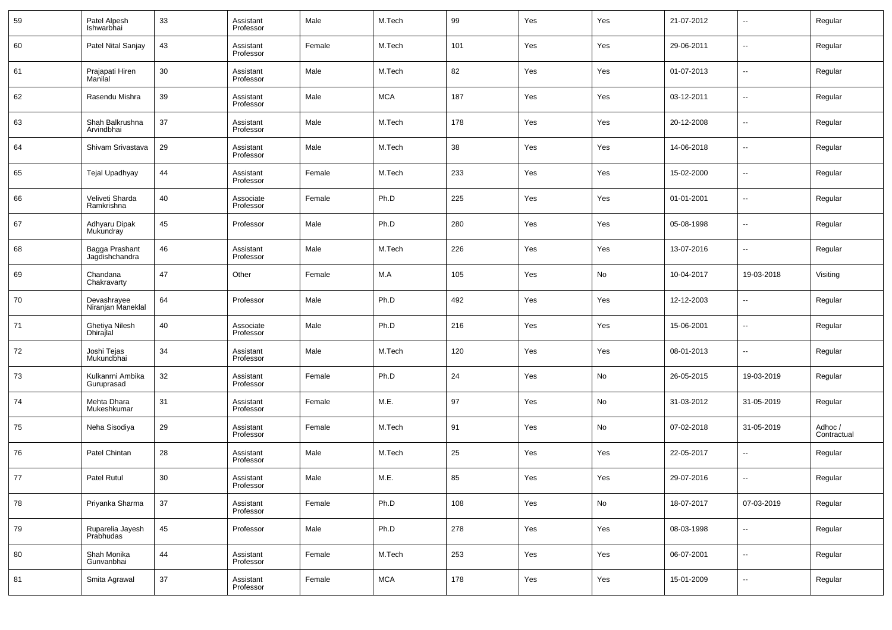| 59 | Patel Alpesh Ishwarbhai | 33 | Assistant Professor | Male | M.Tech | 99 | Yes | Yes | 21-07-2012 | -- | Regular |
|---|---|---|---|---|---|---|---|---|---|---|---|
| 60 | Patel Nital Sanjay | 43 | Assistant Professor | Female | M.Tech | 101 | Yes | Yes | 29-06-2011 | -- | Regular |
| 61 | Prajapati Hiren Manilal | 30 | Assistant Professor | Male | M.Tech | 82 | Yes | Yes | 01-07-2013 | -- | Regular |
| 62 | Rasendu Mishra | 39 | Assistant Professor | Male | MCA | 187 | Yes | Yes | 03-12-2011 | -- | Regular |
| 63 | Shah Balkrushna Arvindbhai | 37 | Assistant Professor | Male | M.Tech | 178 | Yes | Yes | 20-12-2008 | -- | Regular |
| 64 | Shivam Srivastava | 29 | Assistant Professor | Male | M.Tech | 38 | Yes | Yes | 14-06-2018 | -- | Regular |
| 65 | Tejal Upadhyay | 44 | Assistant Professor | Female | M.Tech | 233 | Yes | Yes | 15-02-2000 | -- | Regular |
| 66 | Veliveti Sharda Ramkrishna | 40 | Associate Professor | Female | Ph.D | 225 | Yes | Yes | 01-01-2001 | -- | Regular |
| 67 | Adhyaru Dipak Mukundray | 45 | Professor | Male | Ph.D | 280 | Yes | Yes | 05-08-1998 | -- | Regular |
| 68 | Bagga Prashant Jagdishchandra | 46 | Assistant Professor | Male | M.Tech | 226 | Yes | Yes | 13-07-2016 | -- | Regular |
| 69 | Chandana Chakravarty | 47 | Other | Female | M.A | 105 | Yes | No | 10-04-2017 | 19-03-2018 | Visiting |
| 70 | Devashrayee Niranjan Maneklal | 64 | Professor | Male | Ph.D | 492 | Yes | Yes | 12-12-2003 | -- | Regular |
| 71 | Ghetiya Nilesh Dhirajlal | 40 | Associate Professor | Male | Ph.D | 216 | Yes | Yes | 15-06-2001 | -- | Regular |
| 72 | Joshi Tejas Mukundbhai | 34 | Assistant Professor | Male | M.Tech | 120 | Yes | Yes | 08-01-2013 | -- | Regular |
| 73 | Kulkanrni Ambika Guruprasad | 32 | Assistant Professor | Female | Ph.D | 24 | Yes | No | 26-05-2015 | 19-03-2019 | Regular |
| 74 | Mehta Dhara Mukeshkumar | 31 | Assistant Professor | Female | M.E. | 97 | Yes | No | 31-03-2012 | 31-05-2019 | Regular |
| 75 | Neha Sisodiya | 29 | Assistant Professor | Female | M.Tech | 91 | Yes | No | 07-02-2018 | 31-05-2019 | Adhoc / Contractual |
| 76 | Patel Chintan | 28 | Assistant Professor | Male | M.Tech | 25 | Yes | Yes | 22-05-2017 | -- | Regular |
| 77 | Patel Rutul | 30 | Assistant Professor | Male | M.E. | 85 | Yes | Yes | 29-07-2016 | -- | Regular |
| 78 | Priyanka Sharma | 37 | Assistant Professor | Female | Ph.D | 108 | Yes | No | 18-07-2017 | 07-03-2019 | Regular |
| 79 | Ruparelia Jayesh Prabhudas | 45 | Professor | Male | Ph.D | 278 | Yes | Yes | 08-03-1998 | -- | Regular |
| 80 | Shah Monika Gunvanbhai | 44 | Assistant Professor | Female | M.Tech | 253 | Yes | Yes | 06-07-2001 | -- | Regular |
| 81 | Smita Agrawal | 37 | Assistant Professor | Female | MCA | 178 | Yes | Yes | 15-01-2009 | -- | Regular |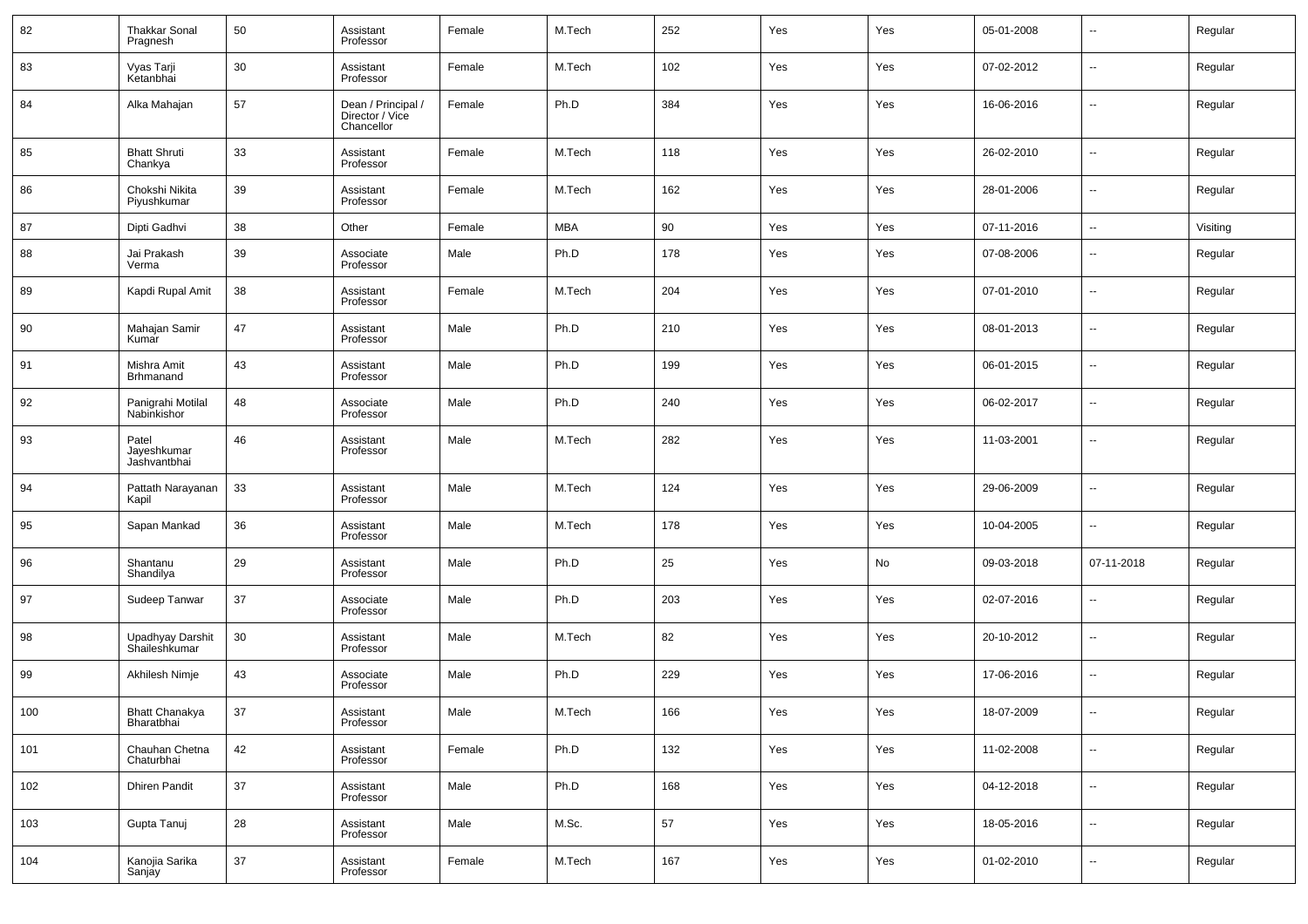| 82 | Thakkar Sonal Pragnesh | 50 | Assistant Professor | Female | M.Tech | 252 | Yes | Yes | 05-01-2008 | -- | Regular |
|---|---|---|---|---|---|---|---|---|---|---|---|
| 83 | Vyas Tarji Ketanbhai | 30 | Assistant Professor | Female | M.Tech | 102 | Yes | Yes | 07-02-2012 | -- | Regular |
| 84 | Alka Mahajan | 57 | Dean / Principal / Director / Vice Chancellor | Female | Ph.D | 384 | Yes | Yes | 16-06-2016 | -- | Regular |
| 85 | Bhatt Shruti Chankya | 33 | Assistant Professor | Female | M.Tech | 118 | Yes | Yes | 26-02-2010 | -- | Regular |
| 86 | Chokshi Nikita Piyushkumar | 39 | Assistant Professor | Female | M.Tech | 162 | Yes | Yes | 28-01-2006 | -- | Regular |
| 87 | Dipti Gadhvi | 38 | Other | Female | MBA | 90 | Yes | Yes | 07-11-2016 | -- | Visiting |
| 88 | Jai Prakash Verma | 39 | Associate Professor | Male | Ph.D | 178 | Yes | Yes | 07-08-2006 | -- | Regular |
| 89 | Kapdi Rupal Amit | 38 | Assistant Professor | Female | M.Tech | 204 | Yes | Yes | 07-01-2010 | -- | Regular |
| 90 | Mahajan Samir Kumar | 47 | Assistant Professor | Male | Ph.D | 210 | Yes | Yes | 08-01-2013 | -- | Regular |
| 91 | Mishra Amit Brhmanand | 43 | Assistant Professor | Male | Ph.D | 199 | Yes | Yes | 06-01-2015 | -- | Regular |
| 92 | Panigrahi Motilal Nabinkishor | 48 | Associate Professor | Male | Ph.D | 240 | Yes | Yes | 06-02-2017 | -- | Regular |
| 93 | Patel Jayeshkumar Jashvantbhai | 46 | Assistant Professor | Male | M.Tech | 282 | Yes | Yes | 11-03-2001 | -- | Regular |
| 94 | Pattath Narayanan Kapil | 33 | Assistant Professor | Male | M.Tech | 124 | Yes | Yes | 29-06-2009 | -- | Regular |
| 95 | Sapan Mankad | 36 | Assistant Professor | Male | M.Tech | 178 | Yes | Yes | 10-04-2005 | -- | Regular |
| 96 | Shantanu Shandilya | 29 | Assistant Professor | Male | Ph.D | 25 | Yes | No | 09-03-2018 | 07-11-2018 | Regular |
| 97 | Sudeep Tanwar | 37 | Associate Professor | Male | Ph.D | 203 | Yes | Yes | 02-07-2016 | -- | Regular |
| 98 | Upadhyay Darshit Shaileshkumar | 30 | Assistant Professor | Male | M.Tech | 82 | Yes | Yes | 20-10-2012 | -- | Regular |
| 99 | Akhilesh Nimje | 43 | Associate Professor | Male | Ph.D | 229 | Yes | Yes | 17-06-2016 | -- | Regular |
| 100 | Bhatt Chanakya Bharatbhai | 37 | Assistant Professor | Male | M.Tech | 166 | Yes | Yes | 18-07-2009 | -- | Regular |
| 101 | Chauhan Chetna Chaturbhai | 42 | Assistant Professor | Female | Ph.D | 132 | Yes | Yes | 11-02-2008 | -- | Regular |
| 102 | Dhiren Pandit | 37 | Assistant Professor | Male | Ph.D | 168 | Yes | Yes | 04-12-2018 | -- | Regular |
| 103 | Gupta Tanuj | 28 | Assistant Professor | Male | M.Sc. | 57 | Yes | Yes | 18-05-2016 | -- | Regular |
| 104 | Kanojia Sarika Sanjay | 37 | Assistant Professor | Female | M.Tech | 167 | Yes | Yes | 01-02-2010 | -- | Regular |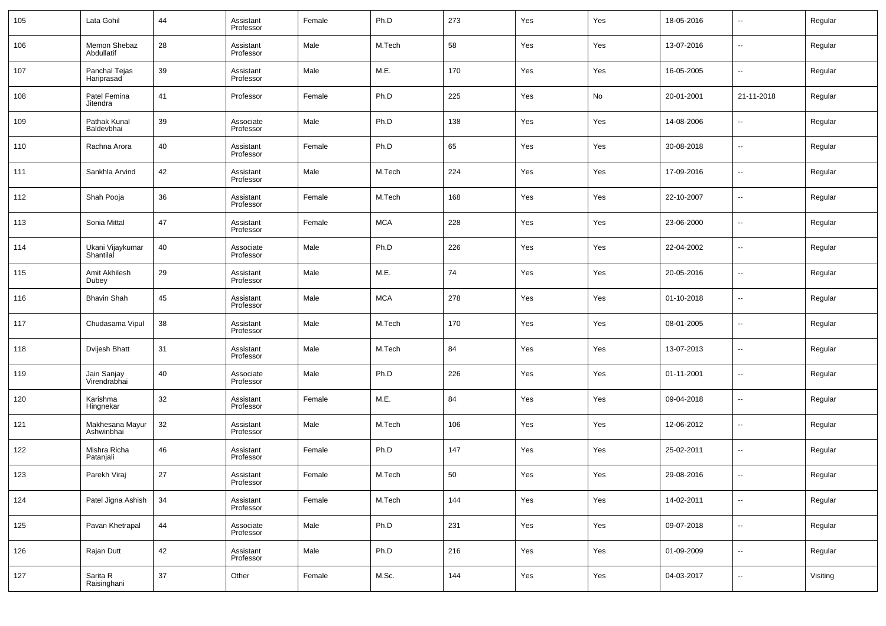| 105 | Lata Gohil | 44 | Assistant Professor | Female | Ph.D | 273 | Yes | Yes | 18-05-2016 | -- | Regular |
|---|---|---|---|---|---|---|---|---|---|---|---|
| 106 | Memon Shebaz Abdullatif | 28 | Assistant Professor | Male | M.Tech | 58 | Yes | Yes | 13-07-2016 | -- | Regular |
| 107 | Panchal Tejas Hariprasad | 39 | Assistant Professor | Male | M.E. | 170 | Yes | Yes | 16-05-2005 | -- | Regular |
| 108 | Patel Femina Jitendra | 41 | Professor | Female | Ph.D | 225 | Yes | No | 20-01-2001 | 21-11-2018 | Regular |
| 109 | Pathak Kunal Baldevbhai | 39 | Associate Professor | Male | Ph.D | 138 | Yes | Yes | 14-08-2006 | -- | Regular |
| 110 | Rachna Arora | 40 | Assistant Professor | Female | Ph.D | 65 | Yes | Yes | 30-08-2018 | -- | Regular |
| 111 | Sankhla Arvind | 42 | Assistant Professor | Male | M.Tech | 224 | Yes | Yes | 17-09-2016 | -- | Regular |
| 112 | Shah Pooja | 36 | Assistant Professor | Female | M.Tech | 168 | Yes | Yes | 22-10-2007 | -- | Regular |
| 113 | Sonia Mittal | 47 | Assistant Professor | Female | MCA | 228 | Yes | Yes | 23-06-2000 | -- | Regular |
| 114 | Ukani Vijaykumar Shantilal | 40 | Associate Professor | Male | Ph.D | 226 | Yes | Yes | 22-04-2002 | -- | Regular |
| 115 | Amit Akhilesh Dubey | 29 | Assistant Professor | Male | M.E. | 74 | Yes | Yes | 20-05-2016 | -- | Regular |
| 116 | Bhavin Shah | 45 | Assistant Professor | Male | MCA | 278 | Yes | Yes | 01-10-2018 | -- | Regular |
| 117 | Chudasama Vipul | 38 | Assistant Professor | Male | M.Tech | 170 | Yes | Yes | 08-01-2005 | -- | Regular |
| 118 | Dvijesh Bhatt | 31 | Assistant Professor | Male | M.Tech | 84 | Yes | Yes | 13-07-2013 | -- | Regular |
| 119 | Jain Sanjay Virendrabhai | 40 | Associate Professor | Male | Ph.D | 226 | Yes | Yes | 01-11-2001 | -- | Regular |
| 120 | Karishma Hingnekar | 32 | Assistant Professor | Female | M.E. | 84 | Yes | Yes | 09-04-2018 | -- | Regular |
| 121 | Makhesana Mayur Ashwinbhai | 32 | Assistant Professor | Male | M.Tech | 106 | Yes | Yes | 12-06-2012 | -- | Regular |
| 122 | Mishra Richa Patanjali | 46 | Assistant Professor | Female | Ph.D | 147 | Yes | Yes | 25-02-2011 | -- | Regular |
| 123 | Parekh Viraj | 27 | Assistant Professor | Female | M.Tech | 50 | Yes | Yes | 29-08-2016 | -- | Regular |
| 124 | Patel Jigna Ashish | 34 | Assistant Professor | Female | M.Tech | 144 | Yes | Yes | 14-02-2011 | -- | Regular |
| 125 | Pavan Khetrapal | 44 | Associate Professor | Male | Ph.D | 231 | Yes | Yes | 09-07-2018 | -- | Regular |
| 126 | Rajan Dutt | 42 | Assistant Professor | Male | Ph.D | 216 | Yes | Yes | 01-09-2009 | -- | Regular |
| 127 | Sarita R Raisinghani | 37 | Other | Female | M.Sc. | 144 | Yes | Yes | 04-03-2017 | -- | Visiting |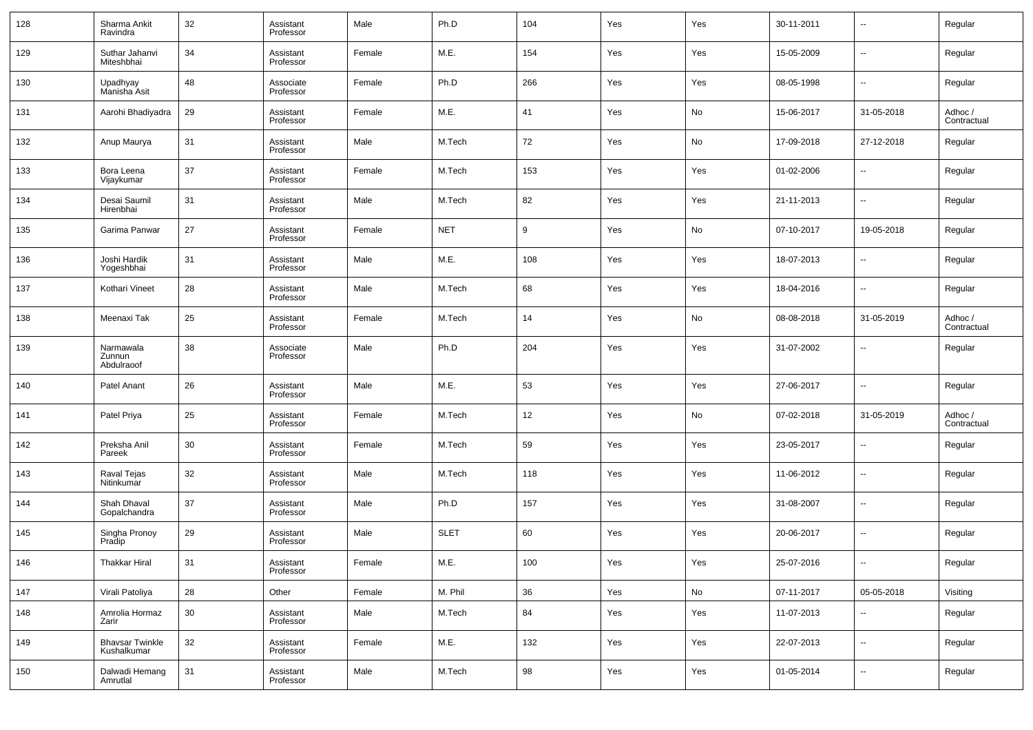| 128 | Sharma Ankit Ravindra | 32 | Assistant Professor | Male | Ph.D | 104 | Yes | Yes | 30-11-2011 | -- | Regular |
|---|---|---|---|---|---|---|---|---|---|---|---|
| 129 | Suthar Jahanvi Miteshbhai | 34 | Assistant Professor | Female | M.E. | 154 | Yes | Yes | 15-05-2009 | -- | Regular |
| 130 | Upadhyay Manisha Asit | 48 | Associate Professor | Female | Ph.D | 266 | Yes | Yes | 08-05-1998 | -- | Regular |
| 131 | Aarohi Bhadiyadra | 29 | Assistant Professor | Female | M.E. | 41 | Yes | No | 15-06-2017 | 31-05-2018 | Adhoc / Contractual |
| 132 | Anup Maurya | 31 | Assistant Professor | Male | M.Tech | 72 | Yes | No | 17-09-2018 | 27-12-2018 | Regular |
| 133 | Bora Leena Vijaykumar | 37 | Assistant Professor | Female | M.Tech | 153 | Yes | Yes | 01-02-2006 | -- | Regular |
| 134 | Desai Saumil Hirenbhai | 31 | Assistant Professor | Male | M.Tech | 82 | Yes | Yes | 21-11-2013 | -- | Regular |
| 135 | Garima Panwar | 27 | Assistant Professor | Female | NET | 9 | Yes | No | 07-10-2017 | 19-05-2018 | Regular |
| 136 | Joshi Hardik Yogeshbhai | 31 | Assistant Professor | Male | M.E. | 108 | Yes | Yes | 18-07-2013 | -- | Regular |
| 137 | Kothari Vineet | 28 | Assistant Professor | Male | M.Tech | 68 | Yes | Yes | 18-04-2016 | -- | Regular |
| 138 | Meenaxi Tak | 25 | Assistant Professor | Female | M.Tech | 14 | Yes | No | 08-08-2018 | 31-05-2019 | Adhoc / Contractual |
| 139 | Narmawala Zunnun Abdulraoof | 38 | Associate Professor | Male | Ph.D | 204 | Yes | Yes | 31-07-2002 | -- | Regular |
| 140 | Patel Anant | 26 | Assistant Professor | Male | M.E. | 53 | Yes | Yes | 27-06-2017 | -- | Regular |
| 141 | Patel Priya | 25 | Assistant Professor | Female | M.Tech | 12 | Yes | No | 07-02-2018 | 31-05-2019 | Adhoc / Contractual |
| 142 | Preksha Anil Pareek | 30 | Assistant Professor | Female | M.Tech | 59 | Yes | Yes | 23-05-2017 | -- | Regular |
| 143 | Raval Tejas Nitinkumar | 32 | Assistant Professor | Male | M.Tech | 118 | Yes | Yes | 11-06-2012 | -- | Regular |
| 144 | Shah Dhaval Gopalchandra | 37 | Assistant Professor | Male | Ph.D | 157 | Yes | Yes | 31-08-2007 | -- | Regular |
| 145 | Singha Pronoy Pradip | 29 | Assistant Professor | Male | SLET | 60 | Yes | Yes | 20-06-2017 | -- | Regular |
| 146 | Thakkar Hiral | 31 | Assistant Professor | Female | M.E. | 100 | Yes | Yes | 25-07-2016 | -- | Regular |
| 147 | Virali Patoliya | 28 | Other | Female | M. Phil | 36 | Yes | No | 07-11-2017 | 05-05-2018 | Visiting |
| 148 | Amrolia Hormaz Zarir | 30 | Assistant Professor | Male | M.Tech | 84 | Yes | Yes | 11-07-2013 | -- | Regular |
| 149 | Bhavsar Twinkle Kushalkumar | 32 | Assistant Professor | Female | M.E. | 132 | Yes | Yes | 22-07-2013 | -- | Regular |
| 150 | Dalwadi Hemang Amrutlal | 31 | Assistant Professor | Male | M.Tech | 98 | Yes | Yes | 01-05-2014 | -- | Regular |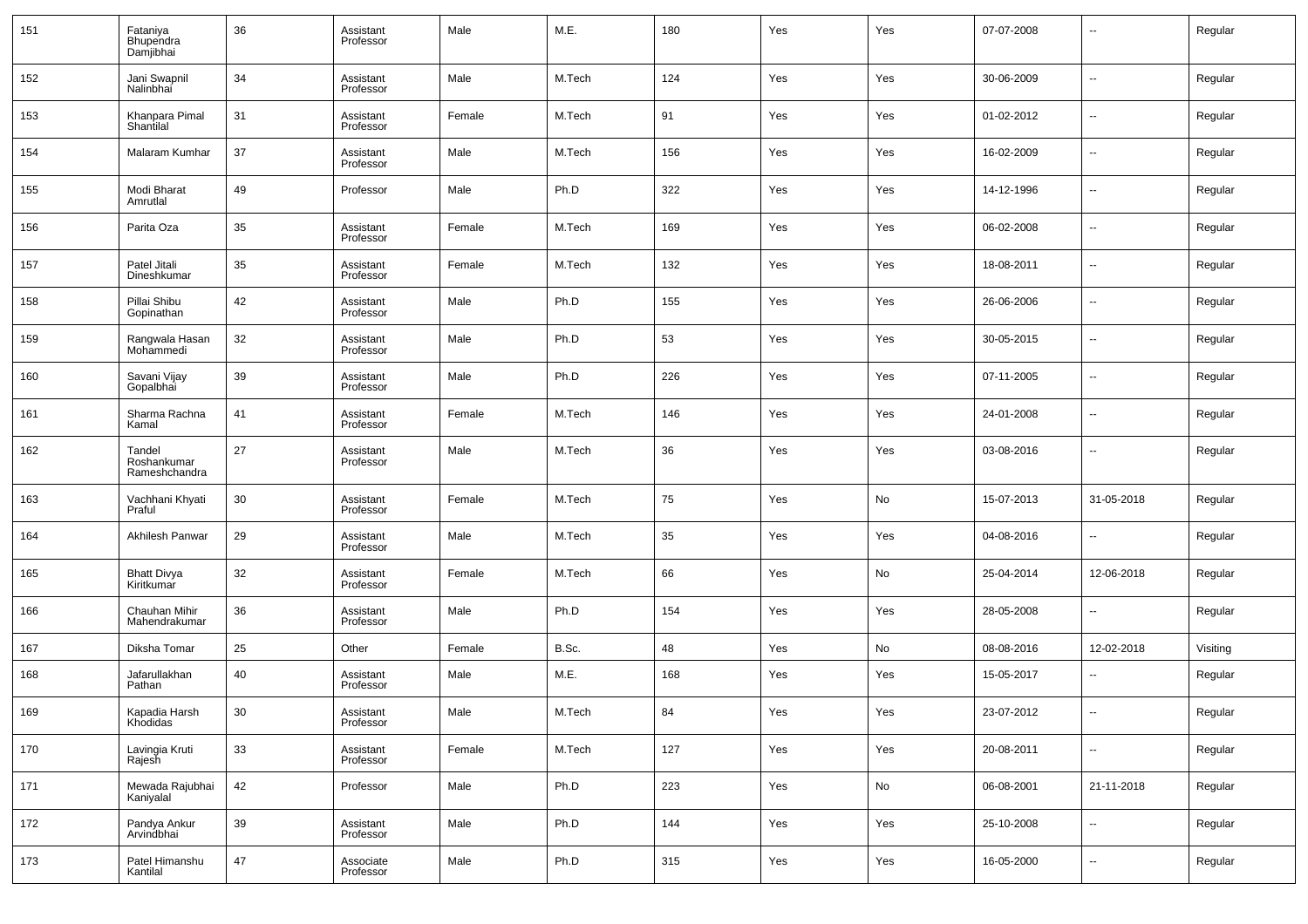| 151 | Fataniya Bhupendra Damjibhai | 36 | Assistant Professor | Male | M.E. | 180 | Yes | Yes | 07-07-2008 | -- | Regular |
|---|---|---|---|---|---|---|---|---|---|---|---|
| 152 | Jani Swapnil Nalinbhai | 34 | Assistant Professor | Male | M.Tech | 124 | Yes | Yes | 30-06-2009 | -- | Regular |
| 153 | Khanpara Pimal Shantilal | 31 | Assistant Professor | Female | M.Tech | 91 | Yes | Yes | 01-02-2012 | -- | Regular |
| 154 | Malaram Kumhar | 37 | Assistant Professor | Male | M.Tech | 156 | Yes | Yes | 16-02-2009 | -- | Regular |
| 155 | Modi Bharat Amrutlal | 49 | Professor | Male | Ph.D | 322 | Yes | Yes | 14-12-1996 | -- | Regular |
| 156 | Parita Oza | 35 | Assistant Professor | Female | M.Tech | 169 | Yes | Yes | 06-02-2008 | -- | Regular |
| 157 | Patel Jitali Dineshkumar | 35 | Assistant Professor | Female | M.Tech | 132 | Yes | Yes | 18-08-2011 | -- | Regular |
| 158 | Pillai Shibu Gopinathan | 42 | Assistant Professor | Male | Ph.D | 155 | Yes | Yes | 26-06-2006 | -- | Regular |
| 159 | Rangwala Hasan Mohammedi | 32 | Assistant Professor | Male | Ph.D | 53 | Yes | Yes | 30-05-2015 | -- | Regular |
| 160 | Savani Vijay Gopalbhai | 39 | Assistant Professor | Male | Ph.D | 226 | Yes | Yes | 07-11-2005 | -- | Regular |
| 161 | Sharma Rachna Kamal | 41 | Assistant Professor | Female | M.Tech | 146 | Yes | Yes | 24-01-2008 | -- | Regular |
| 162 | Tandel Roshankumar Rameshchandra | 27 | Assistant Professor | Male | M.Tech | 36 | Yes | Yes | 03-08-2016 | -- | Regular |
| 163 | Vachhani Khyati Praful | 30 | Assistant Professor | Female | M.Tech | 75 | Yes | No | 15-07-2013 | 31-05-2018 | Regular |
| 164 | Akhilesh Panwar | 29 | Assistant Professor | Male | M.Tech | 35 | Yes | Yes | 04-08-2016 | -- | Regular |
| 165 | Bhatt Divya Kiritkumar | 32 | Assistant Professor | Female | M.Tech | 66 | Yes | No | 25-04-2014 | 12-06-2018 | Regular |
| 166 | Chauhan Mihir Mahendrakumar | 36 | Assistant Professor | Male | Ph.D | 154 | Yes | Yes | 28-05-2008 | -- | Regular |
| 167 | Diksha Tomar | 25 | Other | Female | B.Sc. | 48 | Yes | No | 08-08-2016 | 12-02-2018 | Visiting |
| 168 | Jafarullakhan Pathan | 40 | Assistant Professor | Male | M.E. | 168 | Yes | Yes | 15-05-2017 | -- | Regular |
| 169 | Kapadia Harsh Khodidas | 30 | Assistant Professor | Male | M.Tech | 84 | Yes | Yes | 23-07-2012 | -- | Regular |
| 170 | Lavingia Kruti Rajesh | 33 | Assistant Professor | Female | M.Tech | 127 | Yes | Yes | 20-08-2011 | -- | Regular |
| 171 | Mewada Rajubhai Kaniyalal | 42 | Professor | Male | Ph.D | 223 | Yes | No | 06-08-2001 | 21-11-2018 | Regular |
| 172 | Pandya Ankur Arvindbhai | 39 | Assistant Professor | Male | Ph.D | 144 | Yes | Yes | 25-10-2008 | -- | Regular |
| 173 | Patel Himanshu Kantilal | 47 | Associate Professor | Male | Ph.D | 315 | Yes | Yes | 16-05-2000 | -- | Regular |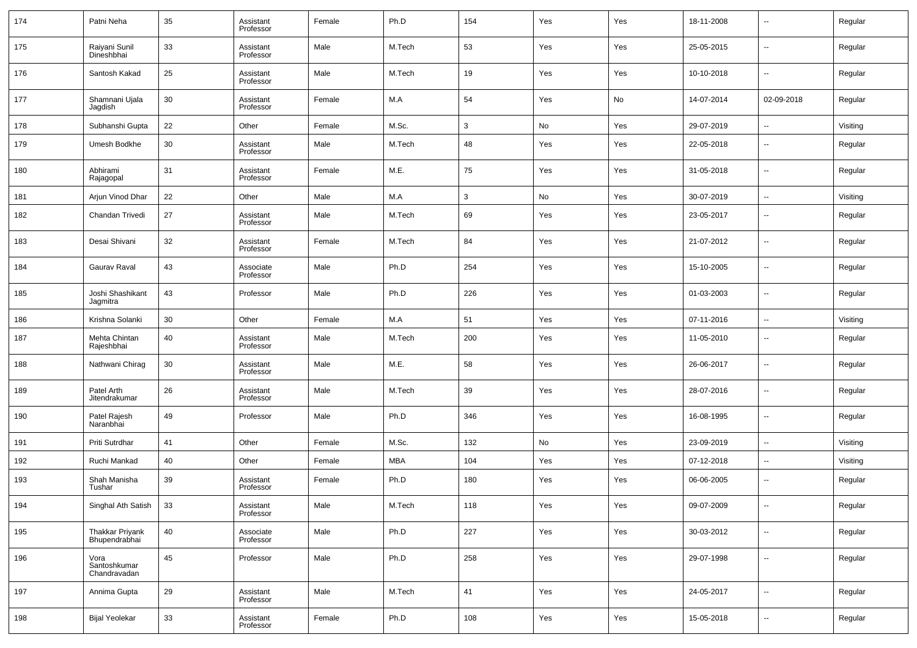| 174 | Patni Neha | 35 | Assistant Professor | Female | Ph.D | 154 | Yes | Yes | 18-11-2008 | -- | Regular |
|---|---|---|---|---|---|---|---|---|---|---|---|
| 175 | Raiyani Sunil Dineshbhai | 33 | Assistant Professor | Male | M.Tech | 53 | Yes | Yes | 25-05-2015 | -- | Regular |
| 176 | Santosh Kakad | 25 | Assistant Professor | Male | M.Tech | 19 | Yes | Yes | 10-10-2018 | -- | Regular |
| 177 | Shamnani Ujala Jagdish | 30 | Assistant Professor | Female | M.A | 54 | Yes | No | 14-07-2014 | 02-09-2018 | Regular |
| 178 | Subhanshi Gupta | 22 | Other | Female | M.Sc. | 3 | No | Yes | 29-07-2019 | -- | Visiting |
| 179 | Umesh Bodkhe | 30 | Assistant Professor | Male | M.Tech | 48 | Yes | Yes | 22-05-2018 | -- | Regular |
| 180 | Abhirami Rajagopal | 31 | Assistant Professor | Female | M.E. | 75 | Yes | Yes | 31-05-2018 | -- | Regular |
| 181 | Arjun Vinod Dhar | 22 | Other | Male | M.A | 3 | No | Yes | 30-07-2019 | -- | Visiting |
| 182 | Chandan Trivedi | 27 | Assistant Professor | Male | M.Tech | 69 | Yes | Yes | 23-05-2017 | -- | Regular |
| 183 | Desai Shivani | 32 | Assistant Professor | Female | M.Tech | 84 | Yes | Yes | 21-07-2012 | -- | Regular |
| 184 | Gaurav Raval | 43 | Associate Professor | Male | Ph.D | 254 | Yes | Yes | 15-10-2005 | -- | Regular |
| 185 | Joshi Shashikant Jagmitra | 43 | Professor | Male | Ph.D | 226 | Yes | Yes | 01-03-2003 | -- | Regular |
| 186 | Krishna Solanki | 30 | Other | Female | M.A | 51 | Yes | Yes | 07-11-2016 | -- | Visiting |
| 187 | Mehta Chintan Rajeshbhai | 40 | Assistant Professor | Male | M.Tech | 200 | Yes | Yes | 11-05-2010 | -- | Regular |
| 188 | Nathwani Chirag | 30 | Assistant Professor | Male | M.E. | 58 | Yes | Yes | 26-06-2017 | -- | Regular |
| 189 | Patel Arth Jitendrakumar | 26 | Assistant Professor | Male | M.Tech | 39 | Yes | Yes | 28-07-2016 | -- | Regular |
| 190 | Patel Rajesh Naranbhai | 49 | Professor | Male | Ph.D | 346 | Yes | Yes | 16-08-1995 | -- | Regular |
| 191 | Priti Sutrdhar | 41 | Other | Female | M.Sc. | 132 | No | Yes | 23-09-2019 | -- | Visiting |
| 192 | Ruchi Mankad | 40 | Other | Female | MBA | 104 | Yes | Yes | 07-12-2018 | -- | Visiting |
| 193 | Shah Manisha Tushar | 39 | Assistant Professor | Female | Ph.D | 180 | Yes | Yes | 06-06-2005 | -- | Regular |
| 194 | Singhal Ath Satish | 33 | Assistant Professor | Male | M.Tech | 118 | Yes | Yes | 09-07-2009 | -- | Regular |
| 195 | Thakkar Priyank Bhupendrabhai | 40 | Associate Professor | Male | Ph.D | 227 | Yes | Yes | 30-03-2012 | -- | Regular |
| 196 | Vora Santoshkumar Chandravadan | 45 | Professor | Male | Ph.D | 258 | Yes | Yes | 29-07-1998 | -- | Regular |
| 197 | Annima Gupta | 29 | Assistant Professor | Male | M.Tech | 41 | Yes | Yes | 24-05-2017 | -- | Regular |
| 198 | Bijal Yeolekar | 33 | Assistant Professor | Female | Ph.D | 108 | Yes | Yes | 15-05-2018 | -- | Regular |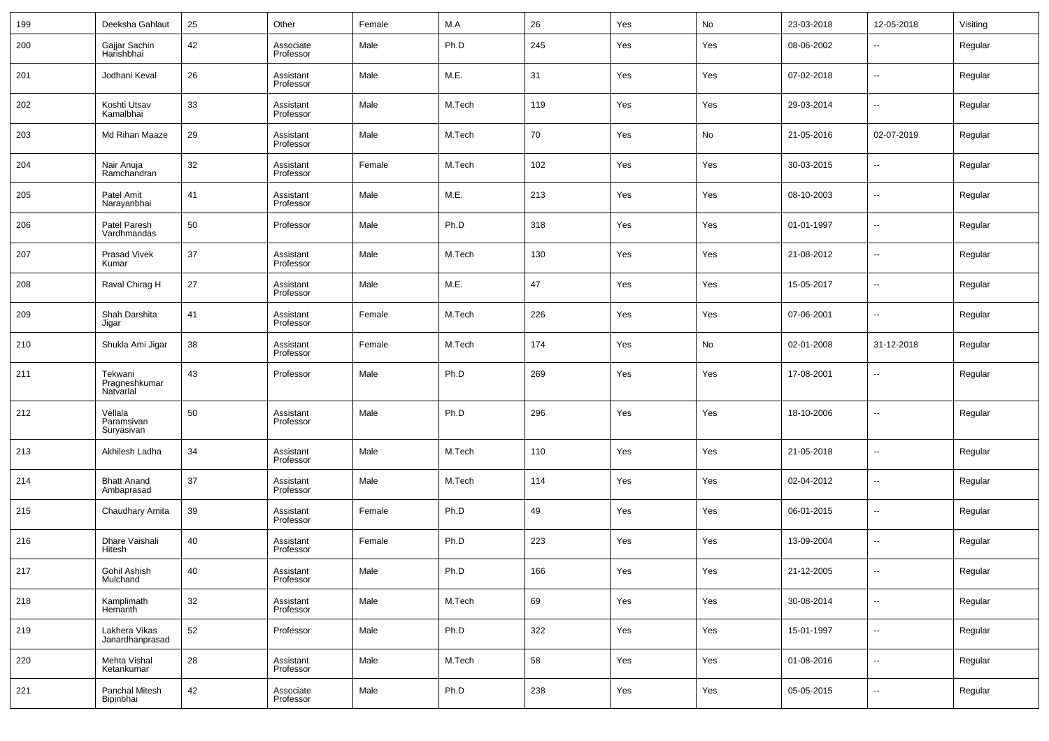| 199 | Deeksha Gahlaut | 25 | Other | Female | M.A | 26 | Yes | No | 23-03-2018 | 12-05-2018 | Visiting |
|---|---|---|---|---|---|---|---|---|---|---|---|
| 200 | Gajjar Sachin Harishbhai | 42 | Associate Professor | Male | Ph.D | 245 | Yes | Yes | 08-06-2002 | -- | Regular |
| 201 | Jodhani Keval | 26 | Assistant Professor | Male | M.E. | 31 | Yes | Yes | 07-02-2018 | -- | Regular |
| 202 | Koshti Utsav Kamalbhai | 33 | Assistant Professor | Male | M.Tech | 119 | Yes | Yes | 29-03-2014 | -- | Regular |
| 203 | Md Rihan Maaze | 29 | Assistant Professor | Male | M.Tech | 70 | Yes | No | 21-05-2016 | 02-07-2019 | Regular |
| 204 | Nair Anuja Ramchandran | 32 | Assistant Professor | Female | M.Tech | 102 | Yes | Yes | 30-03-2015 | -- | Regular |
| 205 | Patel Amit Narayanbhai | 41 | Assistant Professor | Male | M.E. | 213 | Yes | Yes | 08-10-2003 | -- | Regular |
| 206 | Patel Paresh Vardhmandas | 50 | Professor | Male | Ph.D | 318 | Yes | Yes | 01-01-1997 | -- | Regular |
| 207 | Prasad Vivek Kumar | 37 | Assistant Professor | Male | M.Tech | 130 | Yes | Yes | 21-08-2012 | -- | Regular |
| 208 | Raval Chirag H | 27 | Assistant Professor | Male | M.E. | 47 | Yes | Yes | 15-05-2017 | -- | Regular |
| 209 | Shah Darshita Jigar | 41 | Assistant Professor | Female | M.Tech | 226 | Yes | Yes | 07-06-2001 | -- | Regular |
| 210 | Shukla Ami Jigar | 38 | Assistant Professor | Female | M.Tech | 174 | Yes | No | 02-01-2008 | 31-12-2018 | Regular |
| 211 | Tekwani Pragneshkumar Natvarlal | 43 | Professor | Male | Ph.D | 269 | Yes | Yes | 17-08-2001 | -- | Regular |
| 212 | Vellala Paramsivan Suryasivan | 50 | Assistant Professor | Male | Ph.D | 296 | Yes | Yes | 18-10-2006 | -- | Regular |
| 213 | Akhilesh Ladha | 34 | Assistant Professor | Male | M.Tech | 110 | Yes | Yes | 21-05-2018 | -- | Regular |
| 214 | Bhatt Anand Ambaprasad | 37 | Assistant Professor | Male | M.Tech | 114 | Yes | Yes | 02-04-2012 | -- | Regular |
| 215 | Chaudhary Amita | 39 | Assistant Professor | Female | Ph.D | 49 | Yes | Yes | 06-01-2015 | -- | Regular |
| 216 | Dhare Vaishali Hitesh | 40 | Assistant Professor | Female | Ph.D | 223 | Yes | Yes | 13-09-2004 | -- | Regular |
| 217 | Gohil Ashish Mulchand | 40 | Assistant Professor | Male | Ph.D | 166 | Yes | Yes | 21-12-2005 | -- | Regular |
| 218 | Kamplimath Hemanth | 32 | Assistant Professor | Male | M.Tech | 69 | Yes | Yes | 30-08-2014 | -- | Regular |
| 219 | Lakhera Vikas Janardhanprasad | 52 | Professor | Male | Ph.D | 322 | Yes | Yes | 15-01-1997 | -- | Regular |
| 220 | Mehta Vishal Ketankumar | 28 | Assistant Professor | Male | M.Tech | 58 | Yes | Yes | 01-08-2016 | -- | Regular |
| 221 | Panchal Mitesh Bipinbhai | 42 | Associate Professor | Male | Ph.D | 238 | Yes | Yes | 05-05-2015 | -- | Regular |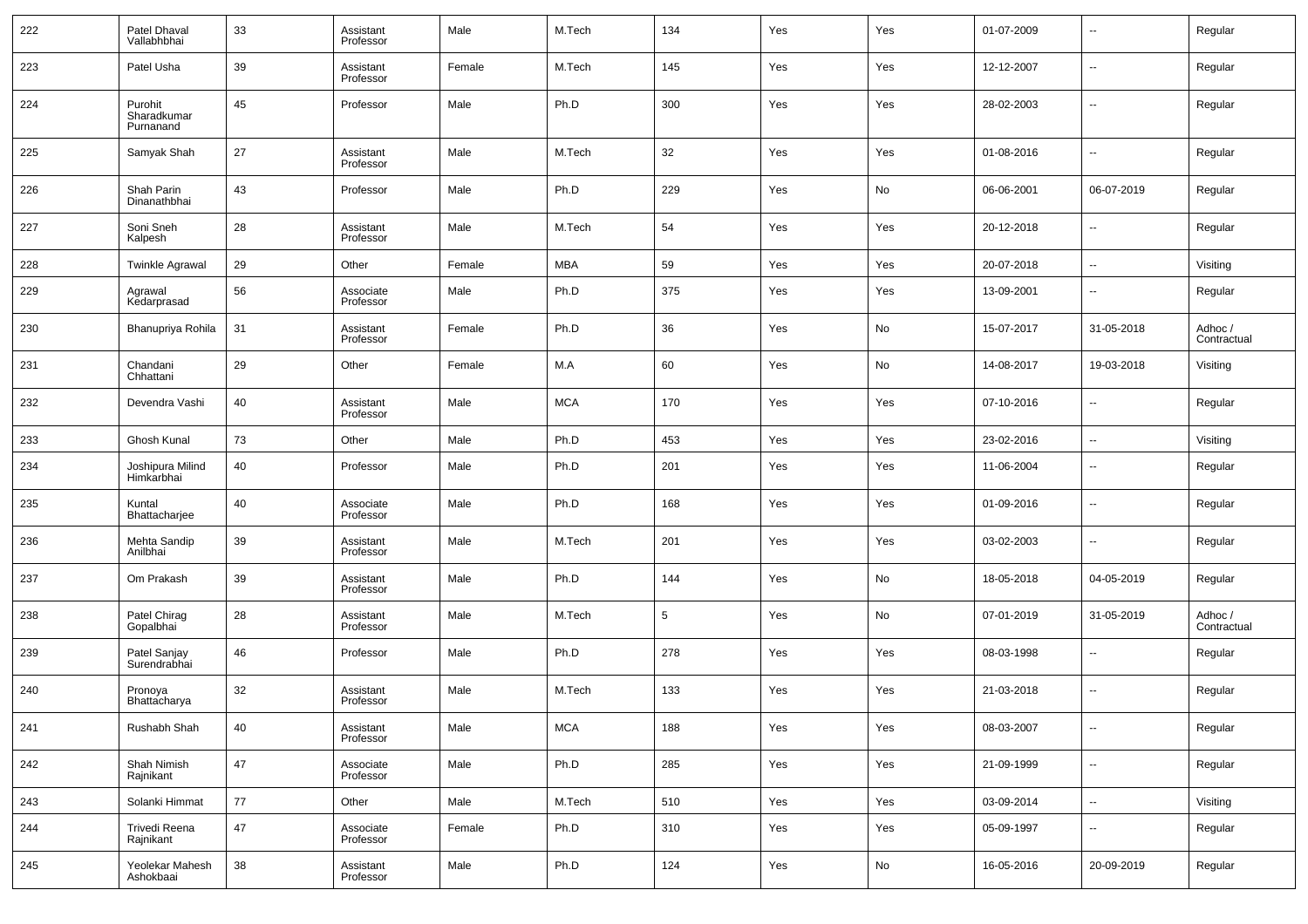| 222 | Patel Dhaval Vallabhbhai | 33 | Assistant Professor | Male | M.Tech | 134 | Yes | Yes | 01-07-2009 | -- | Regular |
|---|---|---|---|---|---|---|---|---|---|---|---|
| 223 | Patel Usha | 39 | Assistant Professor | Female | M.Tech | 145 | Yes | Yes | 12-12-2007 | -- | Regular |
| 224 | Purohit Sharadkumar Purnanand | 45 | Professor | Male | Ph.D | 300 | Yes | Yes | 28-02-2003 | -- | Regular |
| 225 | Samyak Shah | 27 | Assistant Professor | Male | M.Tech | 32 | Yes | Yes | 01-08-2016 | -- | Regular |
| 226 | Shah Parin Dinanathbhai | 43 | Professor | Male | Ph.D | 229 | Yes | No | 06-06-2001 | 06-07-2019 | Regular |
| 227 | Soni Sneh Kalpesh | 28 | Assistant Professor | Male | M.Tech | 54 | Yes | Yes | 20-12-2018 | -- | Regular |
| 228 | Twinkle Agrawal | 29 | Other | Female | MBA | 59 | Yes | Yes | 20-07-2018 | -- | Visiting |
| 229 | Agrawal Kedarprasad | 56 | Associate Professor | Male | Ph.D | 375 | Yes | Yes | 13-09-2001 | -- | Regular |
| 230 | Bhanupriya Rohila | 31 | Assistant Professor | Female | Ph.D | 36 | Yes | No | 15-07-2017 | 31-05-2018 | Adhoc / Contractual |
| 231 | Chandani Chhattani | 29 | Other | Female | M.A | 60 | Yes | No | 14-08-2017 | 19-03-2018 | Visiting |
| 232 | Devendra Vashi | 40 | Assistant Professor | Male | MCA | 170 | Yes | Yes | 07-10-2016 | -- | Regular |
| 233 | Ghosh Kunal | 73 | Other | Male | Ph.D | 453 | Yes | Yes | 23-02-2016 | -- | Visiting |
| 234 | Joshipura Milind Himkarbhai | 40 | Professor | Male | Ph.D | 201 | Yes | Yes | 11-06-2004 | -- | Regular |
| 235 | Kuntal Bhattacharjee | 40 | Associate Professor | Male | Ph.D | 168 | Yes | Yes | 01-09-2016 | -- | Regular |
| 236 | Mehta Sandip Anilbhai | 39 | Assistant Professor | Male | M.Tech | 201 | Yes | Yes | 03-02-2003 | -- | Regular |
| 237 | Om Prakash | 39 | Assistant Professor | Male | Ph.D | 144 | Yes | No | 18-05-2018 | 04-05-2019 | Regular |
| 238 | Patel Chirag Gopalbhai | 28 | Assistant Professor | Male | M.Tech | 5 | Yes | No | 07-01-2019 | 31-05-2019 | Adhoc / Contractual |
| 239 | Patel Sanjay Surendrabhai | 46 | Professor | Male | Ph.D | 278 | Yes | Yes | 08-03-1998 | -- | Regular |
| 240 | Pronoya Bhattacharya | 32 | Assistant Professor | Male | M.Tech | 133 | Yes | Yes | 21-03-2018 | -- | Regular |
| 241 | Rushabh Shah | 40 | Assistant Professor | Male | MCA | 188 | Yes | Yes | 08-03-2007 | -- | Regular |
| 242 | Shah Nimish Rajnikant | 47 | Associate Professor | Male | Ph.D | 285 | Yes | Yes | 21-09-1999 | -- | Regular |
| 243 | Solanki Himmat | 77 | Other | Male | M.Tech | 510 | Yes | Yes | 03-09-2014 | -- | Visiting |
| 244 | Trivedi Reena Rajnikant | 47 | Associate Professor | Female | Ph.D | 310 | Yes | Yes | 05-09-1997 | -- | Regular |
| 245 | Yeolekar Mahesh Ashokbaai | 38 | Assistant Professor | Male | Ph.D | 124 | Yes | No | 16-05-2016 | 20-09-2019 | Regular |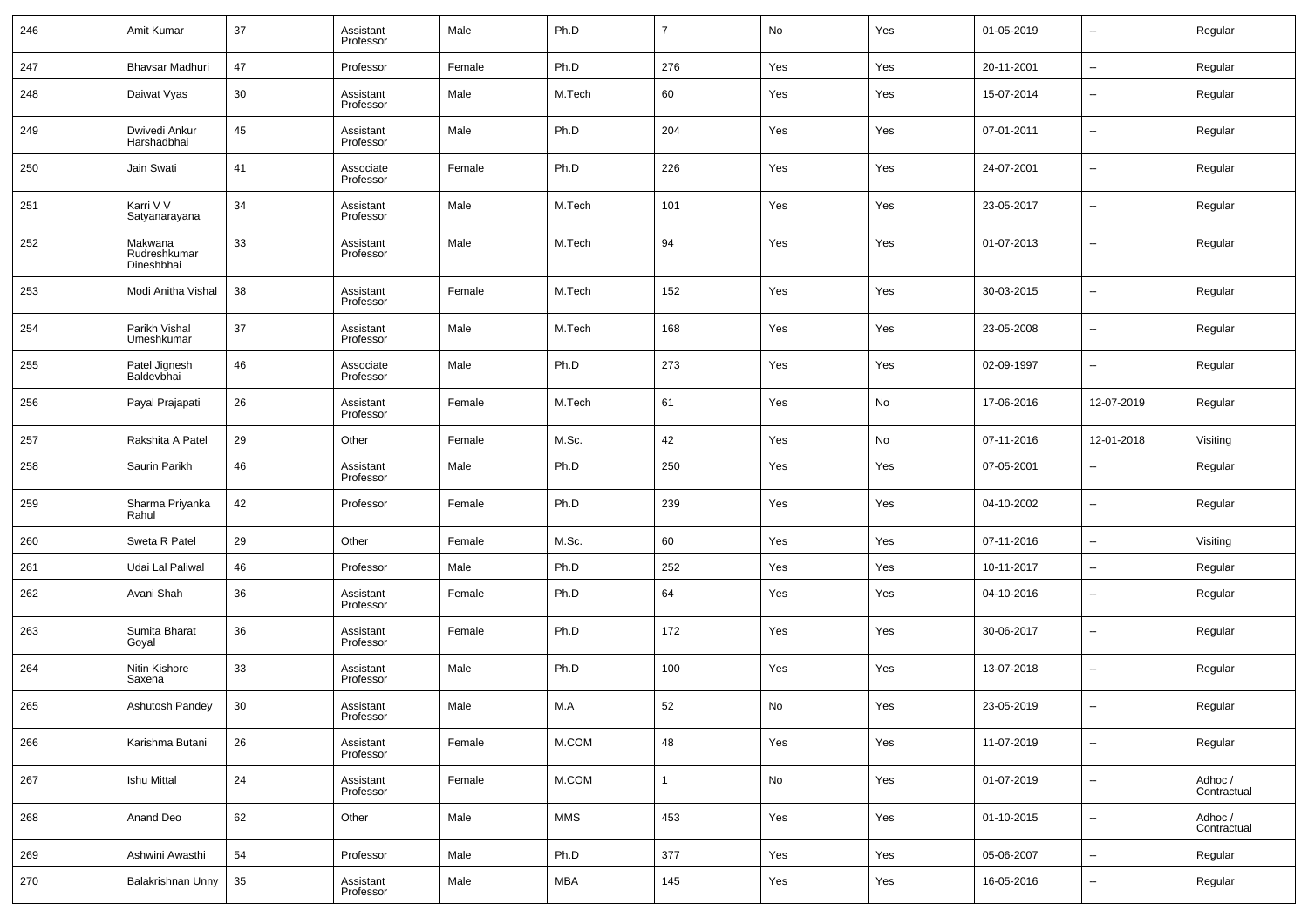| | | | | | | | | | | | |
|---|---|---|---|---|---|---|---|---|---|---|---|
| 246 | Amit Kumar | 37 | Assistant Professor | Male | Ph.D | 7 | No | Yes | 01-05-2019 | -- | Regular |
| 247 | Bhavsar Madhuri | 47 | Professor | Female | Ph.D | 276 | Yes | Yes | 20-11-2001 | -- | Regular |
| 248 | Daiwat Vyas | 30 | Assistant Professor | Male | M.Tech | 60 | Yes | Yes | 15-07-2014 | -- | Regular |
| 249 | Dwivedi Ankur Harshadbhai | 45 | Assistant Professor | Male | Ph.D | 204 | Yes | Yes | 07-01-2011 | -- | Regular |
| 250 | Jain Swati | 41 | Associate Professor | Female | Ph.D | 226 | Yes | Yes | 24-07-2001 | -- | Regular |
| 251 | Karri V V Satyanarayana | 34 | Assistant Professor | Male | M.Tech | 101 | Yes | Yes | 23-05-2017 | -- | Regular |
| 252 | Makwana Rudreshkumar Dineshbhai | 33 | Assistant Professor | Male | M.Tech | 94 | Yes | Yes | 01-07-2013 | -- | Regular |
| 253 | Modi Anitha Vishal | 38 | Assistant Professor | Female | M.Tech | 152 | Yes | Yes | 30-03-2015 | -- | Regular |
| 254 | Parikh Vishal Umeshkumar | 37 | Assistant Professor | Male | M.Tech | 168 | Yes | Yes | 23-05-2008 | -- | Regular |
| 255 | Patel Jignesh Baldevbhai | 46 | Associate Professor | Male | Ph.D | 273 | Yes | Yes | 02-09-1997 | -- | Regular |
| 256 | Payal Prajapati | 26 | Assistant Professor | Female | M.Tech | 61 | Yes | No | 17-06-2016 | 12-07-2019 | Regular |
| 257 | Rakshita A Patel | 29 | Other | Female | M.Sc. | 42 | Yes | No | 07-11-2016 | 12-01-2018 | Visiting |
| 258 | Saurin Parikh | 46 | Assistant Professor | Male | Ph.D | 250 | Yes | Yes | 07-05-2001 | -- | Regular |
| 259 | Sharma Priyanka Rahul | 42 | Professor | Female | Ph.D | 239 | Yes | Yes | 04-10-2002 | -- | Regular |
| 260 | Sweta R Patel | 29 | Other | Female | M.Sc. | 60 | Yes | Yes | 07-11-2016 | -- | Visiting |
| 261 | Udai Lal Paliwal | 46 | Professor | Male | Ph.D | 252 | Yes | Yes | 10-11-2017 | -- | Regular |
| 262 | Avani Shah | 36 | Assistant Professor | Female | Ph.D | 64 | Yes | Yes | 04-10-2016 | -- | Regular |
| 263 | Sumita Bharat Goyal | 36 | Assistant Professor | Female | Ph.D | 172 | Yes | Yes | 30-06-2017 | -- | Regular |
| 264 | Nitin Kishore Saxena | 33 | Assistant Professor | Male | Ph.D | 100 | Yes | Yes | 13-07-2018 | -- | Regular |
| 265 | Ashutosh Pandey | 30 | Assistant Professor | Male | M.A | 52 | No | Yes | 23-05-2019 | -- | Regular |
| 266 | Karishma Butani | 26 | Assistant Professor | Female | M.COM | 48 | Yes | Yes | 11-07-2019 | -- | Regular |
| 267 | Ishu Mittal | 24 | Assistant Professor | Female | M.COM | 1 | No | Yes | 01-07-2019 | -- | Adhoc / Contractual |
| 268 | Anand Deo | 62 | Other | Male | MMS | 453 | Yes | Yes | 01-10-2015 | -- | Adhoc / Contractual |
| 269 | Ashwini Awasthi | 54 | Professor | Male | Ph.D | 377 | Yes | Yes | 05-06-2007 | -- | Regular |
| 270 | Balakrishnan Unny | 35 | Assistant Professor | Male | MBA | 145 | Yes | Yes | 16-05-2016 | -- | Regular |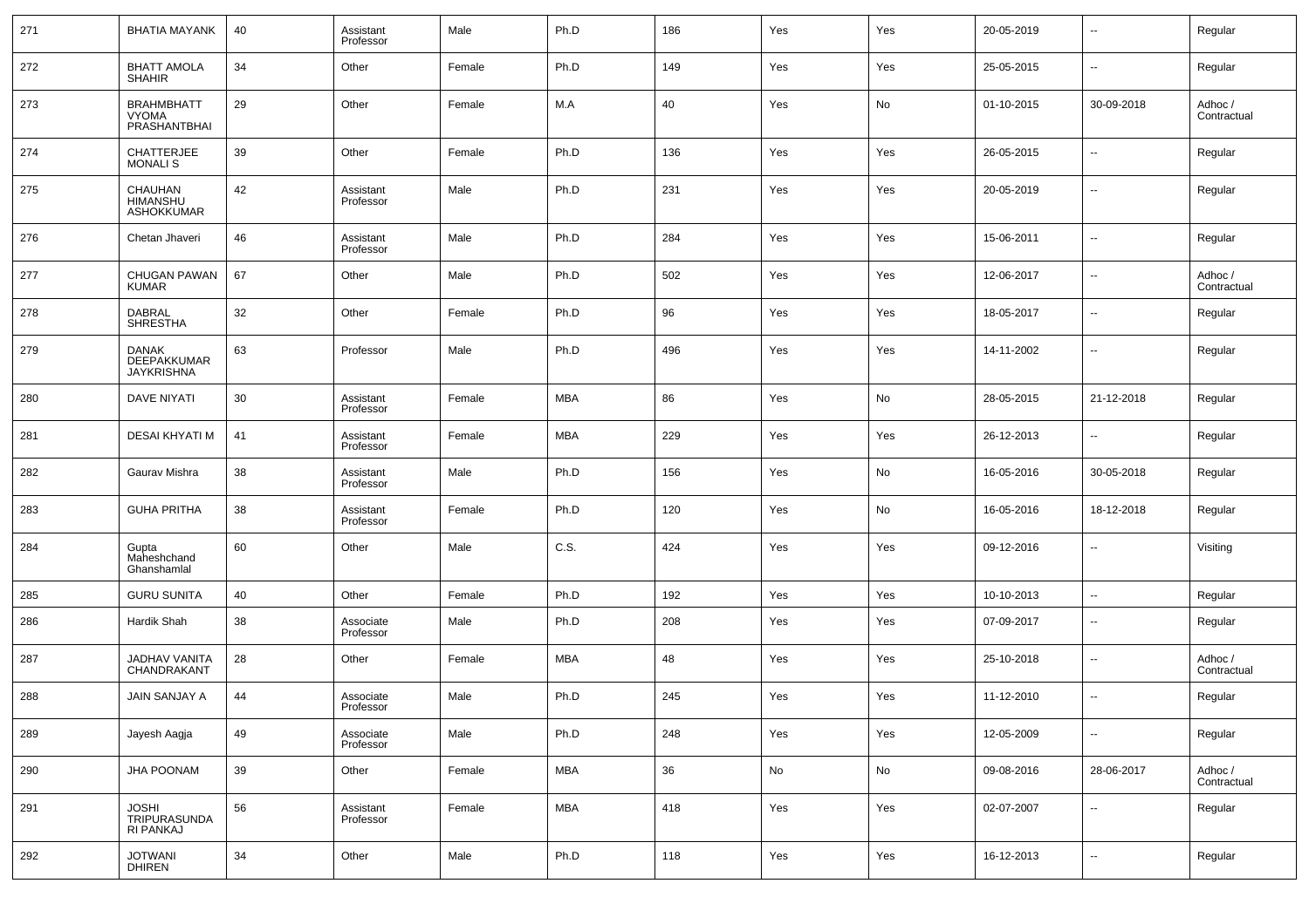| 271 | BHATIA MAYANK | 40 | Assistant Professor | Male | Ph.D | 186 | Yes | Yes | 20-05-2019 | -- | Regular |
|---|---|---|---|---|---|---|---|---|---|---|---|
| 272 | BHATT AMOLA SHAHIR | 34 | Other | Female | Ph.D | 149 | Yes | Yes | 25-05-2015 | -- | Regular |
| 273 | BRAHMBHATT VYOMA PRASHANTBHAI | 29 | Other | Female | M.A | 40 | Yes | No | 01-10-2015 | 30-09-2018 | Adhoc / Contractual |
| 274 | CHATTERJEE MONALI S | 39 | Other | Female | Ph.D | 136 | Yes | Yes | 26-05-2015 | -- | Regular |
| 275 | CHAUHAN HIMANSHU ASHOKKUMAR | 42 | Assistant Professor | Male | Ph.D | 231 | Yes | Yes | 20-05-2019 | -- | Regular |
| 276 | Chetan Jhaveri | 46 | Assistant Professor | Male | Ph.D | 284 | Yes | Yes | 15-06-2011 | -- | Regular |
| 277 | CHUGAN PAWAN KUMAR | 67 | Other | Male | Ph.D | 502 | Yes | Yes | 12-06-2017 | -- | Adhoc / Contractual |
| 278 | DABRAL SHRESTHA | 32 | Other | Female | Ph.D | 96 | Yes | Yes | 18-05-2017 | -- | Regular |
| 279 | DANAK DEEPAKKUMAR JAYKRISHNA | 63 | Professor | Male | Ph.D | 496 | Yes | Yes | 14-11-2002 | -- | Regular |
| 280 | DAVE NIYATI | 30 | Assistant Professor | Female | MBA | 86 | Yes | No | 28-05-2015 | 21-12-2018 | Regular |
| 281 | DESAI KHYATI M | 41 | Assistant Professor | Female | MBA | 229 | Yes | Yes | 26-12-2013 | -- | Regular |
| 282 | Gaurav Mishra | 38 | Assistant Professor | Male | Ph.D | 156 | Yes | No | 16-05-2016 | 30-05-2018 | Regular |
| 283 | GUHA PRITHA | 38 | Assistant Professor | Female | Ph.D | 120 | Yes | No | 16-05-2016 | 18-12-2018 | Regular |
| 284 | Gupta Maheshchand Ghanshamlal | 60 | Other | Male | C.S. | 424 | Yes | Yes | 09-12-2016 | -- | Visiting |
| 285 | GURU SUNITA | 40 | Other | Female | Ph.D | 192 | Yes | Yes | 10-10-2013 | -- | Regular |
| 286 | Hardik Shah | 38 | Associate Professor | Male | Ph.D | 208 | Yes | Yes | 07-09-2017 | -- | Regular |
| 287 | JADHAV VANITA CHANDRAKANT | 28 | Other | Female | MBA | 48 | Yes | Yes | 25-10-2018 | -- | Adhoc / Contractual |
| 288 | JAIN SANJAY A | 44 | Associate Professor | Male | Ph.D | 245 | Yes | Yes | 11-12-2010 | -- | Regular |
| 289 | Jayesh Aagja | 49 | Associate Professor | Male | Ph.D | 248 | Yes | Yes | 12-05-2009 | -- | Regular |
| 290 | JHA POONAM | 39 | Other | Female | MBA | 36 | No | No | 09-08-2016 | 28-06-2017 | Adhoc / Contractual |
| 291 | JOSHI TRIPURASUNDARI PANKAJ | 56 | Assistant Professor | Female | MBA | 418 | Yes | Yes | 02-07-2007 | -- | Regular |
| 292 | JOTWANI DHIREN | 34 | Other | Male | Ph.D | 118 | Yes | Yes | 16-12-2013 | -- | Regular |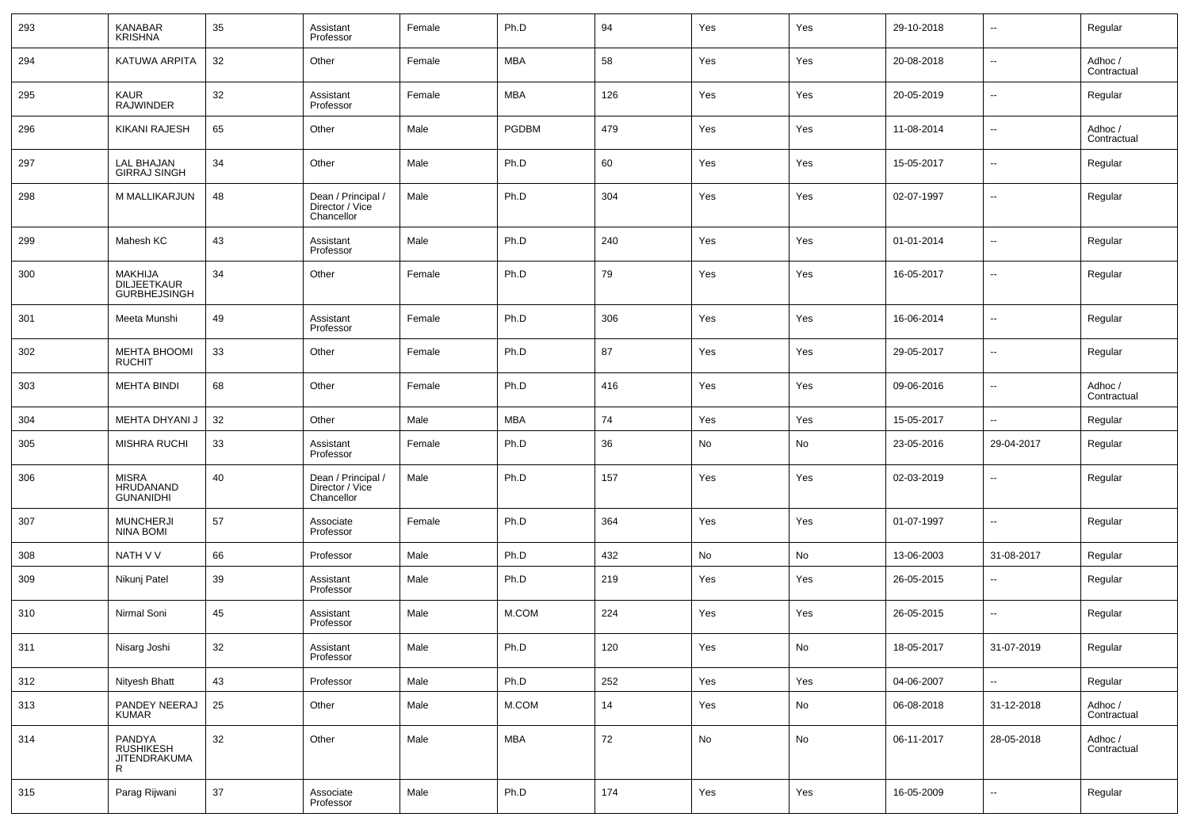| 293 | KANABAR KRISHNA | 35 | Assistant Professor | Female | Ph.D | 94 | Yes | Yes | 29-10-2018 | -- | Regular |
|---|---|---|---|---|---|---|---|---|---|---|---|
| 294 | KATUWA ARPITA | 32 | Other | Female | MBA | 58 | Yes | Yes | 20-08-2018 | -- | Adhoc / Contractual |
| 295 | KAUR RAJWINDER | 32 | Assistant Professor | Female | MBA | 126 | Yes | Yes | 20-05-2019 | -- | Regular |
| 296 | KIKANI RAJESH | 65 | Other | Male | PGDBM | 479 | Yes | Yes | 11-08-2014 | -- | Adhoc / Contractual |
| 297 | LAL BHAJAN GIRRAJ SINGH | 34 | Other | Male | Ph.D | 60 | Yes | Yes | 15-05-2017 | -- | Regular |
| 298 | M MALLIKARJUN | 48 | Dean / Principal / Director / Vice Chancellor | Male | Ph.D | 304 | Yes | Yes | 02-07-1997 | -- | Regular |
| 299 | Mahesh KC | 43 | Assistant Professor | Male | Ph.D | 240 | Yes | Yes | 01-01-2014 | -- | Regular |
| 300 | MAKHIJA DILJEETKAUR GURBHEJSINGH | 34 | Other | Female | Ph.D | 79 | Yes | Yes | 16-05-2017 | -- | Regular |
| 301 | Meeta Munshi | 49 | Assistant Professor | Female | Ph.D | 306 | Yes | Yes | 16-06-2014 | -- | Regular |
| 302 | MEHTA BHOOMI RUCHIT | 33 | Other | Female | Ph.D | 87 | Yes | Yes | 29-05-2017 | -- | Regular |
| 303 | MEHTA BINDI | 68 | Other | Female | Ph.D | 416 | Yes | Yes | 09-06-2016 | -- | Adhoc / Contractual |
| 304 | MEHTA DHYANI J | 32 | Other | Male | MBA | 74 | Yes | Yes | 15-05-2017 | -- | Regular |
| 305 | MISHRA RUCHI | 33 | Assistant Professor | Female | Ph.D | 36 | No | No | 23-05-2016 | 29-04-2017 | Regular |
| 306 | MISRA HRUDANAND GUNANIDHI | 40 | Dean / Principal / Director / Vice Chancellor | Male | Ph.D | 157 | Yes | Yes | 02-03-2019 | -- | Regular |
| 307 | MUNCHERJI NINA BOMI | 57 | Associate Professor | Female | Ph.D | 364 | Yes | Yes | 01-07-1997 | -- | Regular |
| 308 | NATH V V | 66 | Professor | Male | Ph.D | 432 | No | No | 13-06-2003 | 31-08-2017 | Regular |
| 309 | Nikunj Patel | 39 | Assistant Professor | Male | Ph.D | 219 | Yes | Yes | 26-05-2015 | -- | Regular |
| 310 | Nirmal Soni | 45 | Assistant Professor | Male | M.COM | 224 | Yes | Yes | 26-05-2015 | -- | Regular |
| 311 | Nisarg Joshi | 32 | Assistant Professor | Male | Ph.D | 120 | Yes | No | 18-05-2017 | 31-07-2019 | Regular |
| 312 | Nityesh Bhatt | 43 | Professor | Male | Ph.D | 252 | Yes | Yes | 04-06-2007 | -- | Regular |
| 313 | PANDEY NEERAJ KUMAR | 25 | Other | Male | M.COM | 14 | Yes | No | 06-08-2018 | 31-12-2018 | Adhoc / Contractual |
| 314 | PANDYA RUSHIKESH JITENDRAKUMAR | 32 | Other | Male | MBA | 72 | No | No | 06-11-2017 | 28-05-2018 | Adhoc / Contractual |
| 315 | Parag Rijwani | 37 | Associate Professor | Male | Ph.D | 174 | Yes | Yes | 16-05-2009 | -- | Regular |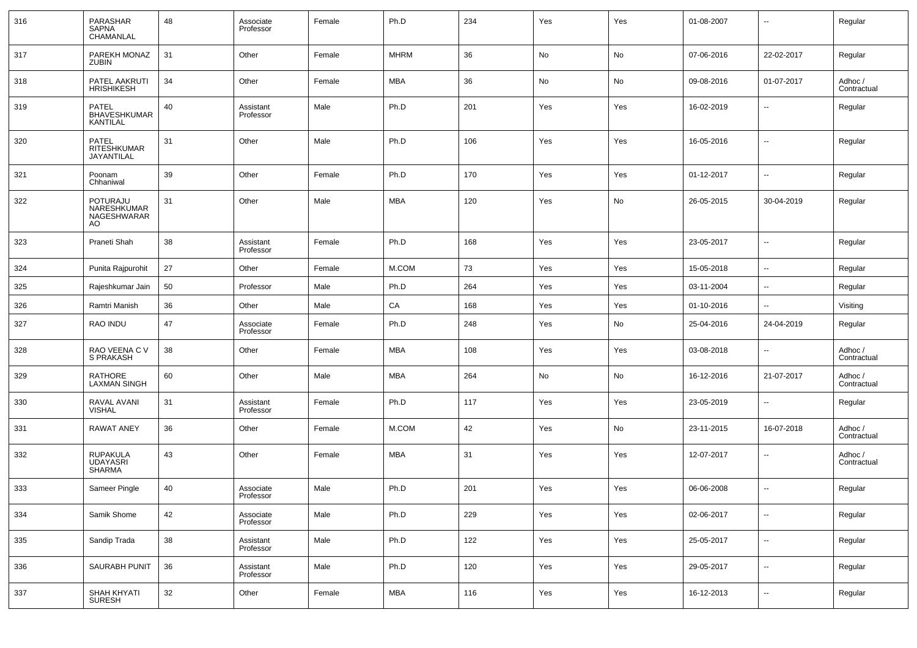| 316 | PARASHAR SAPNA CHAMANLAL | 48 | Associate Professor | Female | Ph.D | 234 | Yes | Yes | 01-08-2007 | -- | Regular |
|---|---|---|---|---|---|---|---|---|---|---|---|
| 317 | PAREKH MONAZ ZUBIN | 31 | Other | Female | MHRM | 36 | No | No | 07-06-2016 | 22-02-2017 | Regular |
| 318 | PATEL AAKRUTI HRISHIKESH | 34 | Other | Female | MBA | 36 | No | No | 09-08-2016 | 01-07-2017 | Adhoc / Contractual |
| 319 | PATEL BHAVESHKUMAR KANTILAL | 40 | Assistant Professor | Male | Ph.D | 201 | Yes | Yes | 16-02-2019 | -- | Regular |
| 320 | PATEL RITESHKUMAR JAYANTILAL | 31 | Other | Male | Ph.D | 106 | Yes | Yes | 16-05-2016 | -- | Regular |
| 321 | Poonam Chhaniwal | 39 | Other | Female | Ph.D | 170 | Yes | Yes | 01-12-2017 | -- | Regular |
| 322 | POTURAJU NARESHKUMAR NAGESHWARAR AO | 31 | Other | Male | MBA | 120 | Yes | No | 26-05-2015 | 30-04-2019 | Regular |
| 323 | Praneti Shah | 38 | Assistant Professor | Female | Ph.D | 168 | Yes | Yes | 23-05-2017 | -- | Regular |
| 324 | Punita Rajpurohit | 27 | Other | Female | M.COM | 73 | Yes | Yes | 15-05-2018 | -- | Regular |
| 325 | Rajeshkumar Jain | 50 | Professor | Male | Ph.D | 264 | Yes | Yes | 03-11-2004 | -- | Regular |
| 326 | Ramtri Manish | 36 | Other | Male | CA | 168 | Yes | Yes | 01-10-2016 | -- | Visiting |
| 327 | RAO INDU | 47 | Associate Professor | Female | Ph.D | 248 | Yes | No | 25-04-2016 | 24-04-2019 | Regular |
| 328 | RAO VEENA C V S PRAKASH | 38 | Other | Female | MBA | 108 | Yes | Yes | 03-08-2018 | -- | Adhoc / Contractual |
| 329 | RATHORE LAXMAN SINGH | 60 | Other | Male | MBA | 264 | No | No | 16-12-2016 | 21-07-2017 | Adhoc / Contractual |
| 330 | RAVAL AVANI VISHAL | 31 | Assistant Professor | Female | Ph.D | 117 | Yes | Yes | 23-05-2019 | -- | Regular |
| 331 | RAWAT ANEY | 36 | Other | Female | M.COM | 42 | Yes | No | 23-11-2015 | 16-07-2018 | Adhoc / Contractual |
| 332 | RUPAKULA UDAYASRI SHARMA | 43 | Other | Female | MBA | 31 | Yes | Yes | 12-07-2017 | -- | Adhoc / Contractual |
| 333 | Sameer Pingle | 40 | Associate Professor | Male | Ph.D | 201 | Yes | Yes | 06-06-2008 | -- | Regular |
| 334 | Samik Shome | 42 | Associate Professor | Male | Ph.D | 229 | Yes | Yes | 02-06-2017 | -- | Regular |
| 335 | Sandip Trada | 38 | Assistant Professor | Male | Ph.D | 122 | Yes | Yes | 25-05-2017 | -- | Regular |
| 336 | SAURABH PUNIT | 36 | Assistant Professor | Male | Ph.D | 120 | Yes | Yes | 29-05-2017 | -- | Regular |
| 337 | SHAH KHYATI SURESH | 32 | Other | Female | MBA | 116 | Yes | Yes | 16-12-2013 | -- | Regular |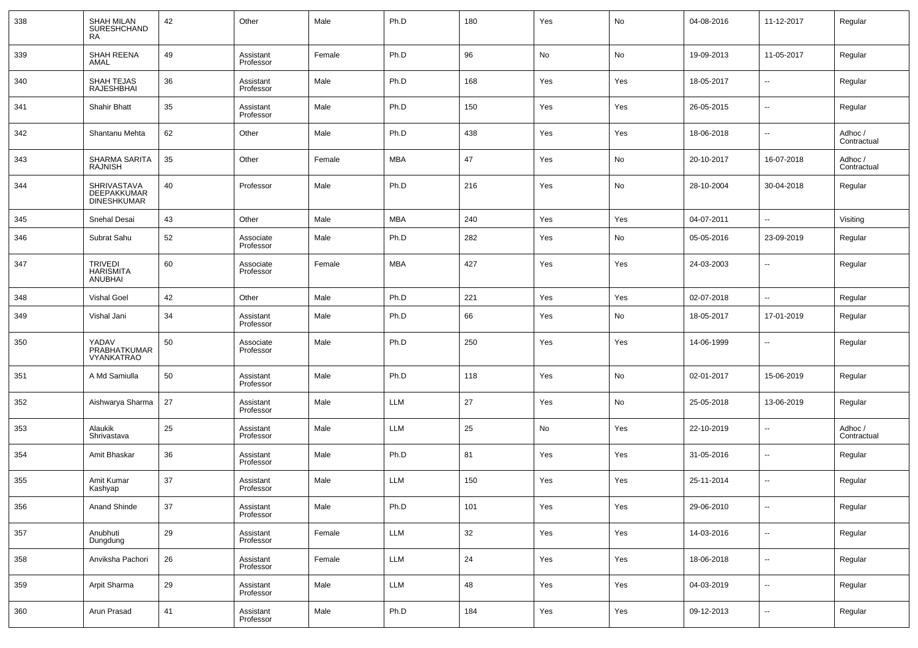| 338 | SHAH MILAN SURESHCHANDRA | 42 | Other | Male | Ph.D | 180 | Yes | No | 04-08-2016 | 11-12-2017 | Regular |
|---|---|---|---|---|---|---|---|---|---|---|---|
| 339 | SHAH REENA AMAL | 49 | Assistant Professor | Female | Ph.D | 96 | No | No | 19-09-2013 | 11-05-2017 | Regular |
| 340 | SHAH TEJAS RAJESHBHAI | 36 | Assistant Professor | Male | Ph.D | 168 | Yes | Yes | 18-05-2017 | -- | Regular |
| 341 | Shahir Bhatt | 35 | Assistant Professor | Male | Ph.D | 150 | Yes | Yes | 26-05-2015 | -- | Regular |
| 342 | Shantanu Mehta | 62 | Other | Male | Ph.D | 438 | Yes | Yes | 18-06-2018 | -- | Adhoc / Contractual |
| 343 | SHARMA SARITA RAJNISH | 35 | Other | Female | MBA | 47 | Yes | No | 20-10-2017 | 16-07-2018 | Adhoc / Contractual |
| 344 | SHRIVASTAVA DEEPAKKUMAR DINESHKUMAR | 40 | Professor | Male | Ph.D | 216 | Yes | No | 28-10-2004 | 30-04-2018 | Regular |
| 345 | Snehal Desai | 43 | Other | Male | MBA | 240 | Yes | Yes | 04-07-2011 | -- | Visiting |
| 346 | Subrat Sahu | 52 | Associate Professor | Male | Ph.D | 282 | Yes | No | 05-05-2016 | 23-09-2019 | Regular |
| 347 | TRIVEDI HARISMITA ANUBHAI | 60 | Associate Professor | Female | MBA | 427 | Yes | Yes | 24-03-2003 | -- | Regular |
| 348 | Vishal Goel | 42 | Other | Male | Ph.D | 221 | Yes | Yes | 02-07-2018 | -- | Regular |
| 349 | Vishal Jani | 34 | Assistant Professor | Male | Ph.D | 66 | Yes | No | 18-05-2017 | 17-01-2019 | Regular |
| 350 | YADAV PRABHATKUMAR VYANKATRAO | 50 | Associate Professor | Male | Ph.D | 250 | Yes | Yes | 14-06-1999 | -- | Regular |
| 351 | A Md Samiulla | 50 | Assistant Professor | Male | Ph.D | 118 | Yes | No | 02-01-2017 | 15-06-2019 | Regular |
| 352 | Aishwarya Sharma | 27 | Assistant Professor | Male | LLM | 27 | Yes | No | 25-05-2018 | 13-06-2019 | Regular |
| 353 | Alaukik Shrivastava | 25 | Assistant Professor | Male | LLM | 25 | No | Yes | 22-10-2019 | -- | Adhoc / Contractual |
| 354 | Amit Bhaskar | 36 | Assistant Professor | Male | Ph.D | 81 | Yes | Yes | 31-05-2016 | -- | Regular |
| 355 | Amit Kumar Kashyap | 37 | Assistant Professor | Male | LLM | 150 | Yes | Yes | 25-11-2014 | -- | Regular |
| 356 | Anand Shinde | 37 | Assistant Professor | Male | Ph.D | 101 | Yes | Yes | 29-06-2010 | -- | Regular |
| 357 | Anubhuti Dungdung | 29 | Assistant Professor | Female | LLM | 32 | Yes | Yes | 14-03-2016 | -- | Regular |
| 358 | Anviksha Pachori | 26 | Assistant Professor | Female | LLM | 24 | Yes | Yes | 18-06-2018 | -- | Regular |
| 359 | Arpit Sharma | 29 | Assistant Professor | Male | LLM | 48 | Yes | Yes | 04-03-2019 | -- | Regular |
| 360 | Arun Prasad | 41 | Assistant Professor | Male | Ph.D | 184 | Yes | Yes | 09-12-2013 | -- | Regular |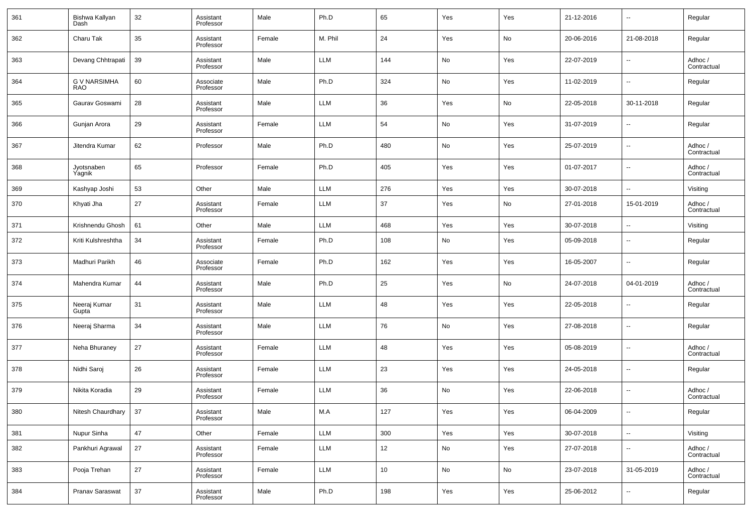| 361 | Bishwa Kallyan Dash | 32 | Assistant Professor | Male | Ph.D | 65 | Yes | Yes | 21-12-2016 | -- | Regular |
|---|---|---|---|---|---|---|---|---|---|---|---|
| 362 | Charu Tak | 35 | Assistant Professor | Female | M. Phil | 24 | Yes | No | 20-06-2016 | 21-08-2018 | Regular |
| 363 | Devang Chhtrapati | 39 | Assistant Professor | Male | LLM | 144 | No | Yes | 22-07-2019 | -- | Adhoc / Contractual |
| 364 | G V NARSIMHA RAO | 60 | Associate Professor | Male | Ph.D | 324 | No | Yes | 11-02-2019 | -- | Regular |
| 365 | Gaurav Goswami | 28 | Assistant Professor | Male | LLM | 36 | Yes | No | 22-05-2018 | 30-11-2018 | Regular |
| 366 | Gunjan Arora | 29 | Assistant Professor | Female | LLM | 54 | No | Yes | 31-07-2019 | -- | Regular |
| 367 | Jitendra Kumar | 62 | Professor | Male | Ph.D | 480 | No | Yes | 25-07-2019 | -- | Adhoc / Contractual |
| 368 | Jyotsnaben Yagnik | 65 | Professor | Female | Ph.D | 405 | Yes | Yes | 01-07-2017 | -- | Adhoc / Contractual |
| 369 | Kashyap Joshi | 53 | Other | Male | LLM | 276 | Yes | Yes | 30-07-2018 | -- | Visiting |
| 370 | Khyati Jha | 27 | Assistant Professor | Female | LLM | 37 | Yes | No | 27-01-2018 | 15-01-2019 | Adhoc / Contractual |
| 371 | Krishnendu Ghosh | 61 | Other | Male | LLM | 468 | Yes | Yes | 30-07-2018 | -- | Visiting |
| 372 | Kriti Kulshreshtha | 34 | Assistant Professor | Female | Ph.D | 108 | No | Yes | 05-09-2018 | -- | Regular |
| 373 | Madhuri Parikh | 46 | Associate Professor | Female | Ph.D | 162 | Yes | Yes | 16-05-2007 | -- | Regular |
| 374 | Mahendra Kumar | 44 | Assistant Professor | Male | Ph.D | 25 | Yes | No | 24-07-2018 | 04-01-2019 | Adhoc / Contractual |
| 375 | Neeraj Kumar Gupta | 31 | Assistant Professor | Male | LLM | 48 | Yes | Yes | 22-05-2018 | -- | Regular |
| 376 | Neeraj Sharma | 34 | Assistant Professor | Male | LLM | 76 | No | Yes | 27-08-2018 | -- | Regular |
| 377 | Neha Bhuraney | 27 | Assistant Professor | Female | LLM | 48 | Yes | Yes | 05-08-2019 | -- | Adhoc / Contractual |
| 378 | Nidhi Saroj | 26 | Assistant Professor | Female | LLM | 23 | Yes | Yes | 24-05-2018 | -- | Regular |
| 379 | Nikita Koradia | 29 | Assistant Professor | Female | LLM | 36 | No | Yes | 22-06-2018 | -- | Adhoc / Contractual |
| 380 | Nitesh Chaurdhary | 37 | Assistant Professor | Male | M.A | 127 | Yes | Yes | 06-04-2009 | -- | Regular |
| 381 | Nupur Sinha | 47 | Other | Female | LLM | 300 | Yes | Yes | 30-07-2018 | -- | Visiting |
| 382 | Pankhuri Agrawal | 27 | Assistant Professor | Female | LLM | 12 | No | Yes | 27-07-2018 | -- | Adhoc / Contractual |
| 383 | Pooja Trehan | 27 | Assistant Professor | Female | LLM | 10 | No | No | 23-07-2018 | 31-05-2019 | Adhoc / Contractual |
| 384 | Pranav Saraswat | 37 | Assistant Professor | Male | Ph.D | 198 | Yes | Yes | 25-06-2012 | -- | Regular |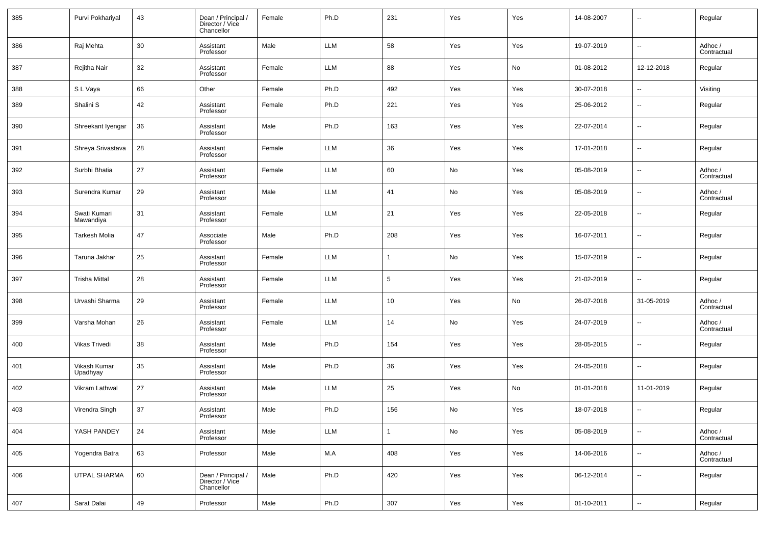| 385 | Purvi Pokhariyal | 43 | Dean / Principal / Director / Vice Chancellor | Female | Ph.D | 231 | Yes | Yes | 14-08-2007 | -- | Regular |
|---|---|---|---|---|---|---|---|---|---|---|---|
| 386 | Raj Mehta | 30 | Assistant Professor | Male | LLM | 58 | Yes | Yes | 19-07-2019 | -- | Adhoc / Contractual |
| 387 | Rejitha Nair | 32 | Assistant Professor | Female | LLM | 88 | Yes | No | 01-08-2012 | 12-12-2018 | Regular |
| 388 | S L Vaya | 66 | Other | Female | Ph.D | 492 | Yes | Yes | 30-07-2018 | -- | Visiting |
| 389 | Shalini S | 42 | Assistant Professor | Female | Ph.D | 221 | Yes | Yes | 25-06-2012 | -- | Regular |
| 390 | Shreekant Iyengar | 36 | Assistant Professor | Male | Ph.D | 163 | Yes | Yes | 22-07-2014 | -- | Regular |
| 391 | Shreya Srivastava | 28 | Assistant Professor | Female | LLM | 36 | Yes | Yes | 17-01-2018 | -- | Regular |
| 392 | Surbhi Bhatia | 27 | Assistant Professor | Female | LLM | 60 | No | Yes | 05-08-2019 | -- | Adhoc / Contractual |
| 393 | Surendra Kumar | 29 | Assistant Professor | Male | LLM | 41 | No | Yes | 05-08-2019 | -- | Adhoc / Contractual |
| 394 | Swati Kumari Mawandiya | 31 | Assistant Professor | Female | LLM | 21 | Yes | Yes | 22-05-2018 | -- | Regular |
| 395 | Tarkesh Molia | 47 | Associate Professor | Male | Ph.D | 208 | Yes | Yes | 16-07-2011 | -- | Regular |
| 396 | Taruna Jakhar | 25 | Assistant Professor | Female | LLM | 1 | No | Yes | 15-07-2019 | -- | Regular |
| 397 | Trisha Mittal | 28 | Assistant Professor | Female | LLM | 5 | Yes | Yes | 21-02-2019 | -- | Regular |
| 398 | Urvashi Sharma | 29 | Assistant Professor | Female | LLM | 10 | Yes | No | 26-07-2018 | 31-05-2019 | Adhoc / Contractual |
| 399 | Varsha Mohan | 26 | Assistant Professor | Female | LLM | 14 | No | Yes | 24-07-2019 | -- | Adhoc / Contractual |
| 400 | Vikas Trivedi | 38 | Assistant Professor | Male | Ph.D | 154 | Yes | Yes | 28-05-2015 | -- | Regular |
| 401 | Vikash Kumar Upadhyay | 35 | Assistant Professor | Male | Ph.D | 36 | Yes | Yes | 24-05-2018 | -- | Regular |
| 402 | Vikram Lathwal | 27 | Assistant Professor | Male | LLM | 25 | Yes | No | 01-01-2018 | 11-01-2019 | Regular |
| 403 | Virendra Singh | 37 | Assistant Professor | Male | Ph.D | 156 | No | Yes | 18-07-2018 | -- | Regular |
| 404 | YASH PANDEY | 24 | Assistant Professor | Male | LLM | 1 | No | Yes | 05-08-2019 | -- | Adhoc / Contractual |
| 405 | Yogendra Batra | 63 | Professor | Male | M.A | 408 | Yes | Yes | 14-06-2016 | -- | Adhoc / Contractual |
| 406 | UTPAL SHARMA | 60 | Dean / Principal / Director / Vice Chancellor | Male | Ph.D | 420 | Yes | Yes | 06-12-2014 | -- | Regular |
| 407 | Sarat Dalai | 49 | Professor | Male | Ph.D | 307 | Yes | Yes | 01-10-2011 | -- | Regular |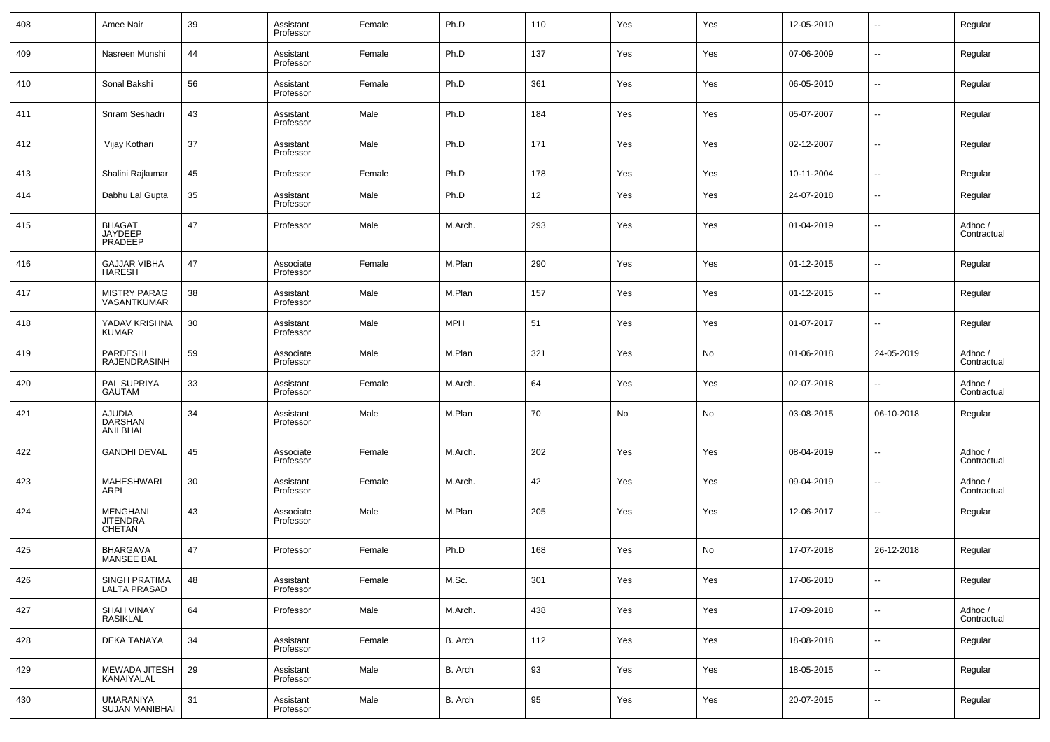| 408 | Amee Nair | 39 | Assistant Professor | Female | Ph.D | 110 | Yes | Yes | 12-05-2010 | -- | Regular |
|---|---|---|---|---|---|---|---|---|---|---|---|
| 409 | Nasreen Munshi | 44 | Assistant Professor | Female | Ph.D | 137 | Yes | Yes | 07-06-2009 | -- | Regular |
| 410 | Sonal Bakshi | 56 | Assistant Professor | Female | Ph.D | 361 | Yes | Yes | 06-05-2010 | -- | Regular |
| 411 | Sriram Seshadri | 43 | Assistant Professor | Male | Ph.D | 184 | Yes | Yes | 05-07-2007 | -- | Regular |
| 412 | Vijay Kothari | 37 | Assistant Professor | Male | Ph.D | 171 | Yes | Yes | 02-12-2007 | -- | Regular |
| 413 | Shalini Rajkumar | 45 | Professor | Female | Ph.D | 178 | Yes | Yes | 10-11-2004 | -- | Regular |
| 414 | Dabhu Lal Gupta | 35 | Assistant Professor | Male | Ph.D | 12 | Yes | Yes | 24-07-2018 | -- | Regular |
| 415 | BHAGAT JAYDEEP PRADEEP | 47 | Professor | Male | M.Arch. | 293 | Yes | Yes | 01-04-2019 | -- | Adhoc / Contractual |
| 416 | GAJJAR VIBHA HARESH | 47 | Associate Professor | Female | M.Plan | 290 | Yes | Yes | 01-12-2015 | -- | Regular |
| 417 | MISTRY PARAG VASANTKUMAR | 38 | Assistant Professor | Male | M.Plan | 157 | Yes | Yes | 01-12-2015 | -- | Regular |
| 418 | YADAV KRISHNA KUMAR | 30 | Assistant Professor | Male | MPH | 51 | Yes | Yes | 01-07-2017 | -- | Regular |
| 419 | PARDESHI RAJENDRASINH | 59 | Associate Professor | Male | M.Plan | 321 | Yes | No | 01-06-2018 | 24-05-2019 | Adhoc / Contractual |
| 420 | PAL SUPRIYA GAUTAM | 33 | Assistant Professor | Female | M.Arch. | 64 | Yes | Yes | 02-07-2018 | -- | Adhoc / Contractual |
| 421 | AJUDIA DARSHAN ANILBHAI | 34 | Assistant Professor | Male | M.Plan | 70 | No | No | 03-08-2015 | 06-10-2018 | Regular |
| 422 | GANDHI DEVAL | 45 | Associate Professor | Female | M.Arch. | 202 | Yes | Yes | 08-04-2019 | -- | Adhoc / Contractual |
| 423 | MAHESHWARI ARPI | 30 | Assistant Professor | Female | M.Arch. | 42 | Yes | Yes | 09-04-2019 | -- | Adhoc / Contractual |
| 424 | MENGHANI JITENDRA CHETAN | 43 | Associate Professor | Male | M.Plan | 205 | Yes | Yes | 12-06-2017 | -- | Regular |
| 425 | BHARGAVA MANSEE BAL | 47 | Professor | Female | Ph.D | 168 | Yes | No | 17-07-2018 | 26-12-2018 | Regular |
| 426 | SINGH PRATIMA LALTA PRASAD | 48 | Assistant Professor | Female | M.Sc. | 301 | Yes | Yes | 17-06-2010 | -- | Regular |
| 427 | SHAH VINAY RASIKLAL | 64 | Professor | Male | M.Arch. | 438 | Yes | Yes | 17-09-2018 | -- | Adhoc / Contractual |
| 428 | DEKA TANAYA | 34 | Assistant Professor | Female | B. Arch | 112 | Yes | Yes | 18-08-2018 | -- | Regular |
| 429 | MEWADA JITESH KANAIYALAL | 29 | Assistant Professor | Male | B. Arch | 93 | Yes | Yes | 18-05-2015 | -- | Regular |
| 430 | UMARANIYA SUJAN MANIBHAI | 31 | Assistant Professor | Male | B. Arch | 95 | Yes | Yes | 20-07-2015 | -- | Regular |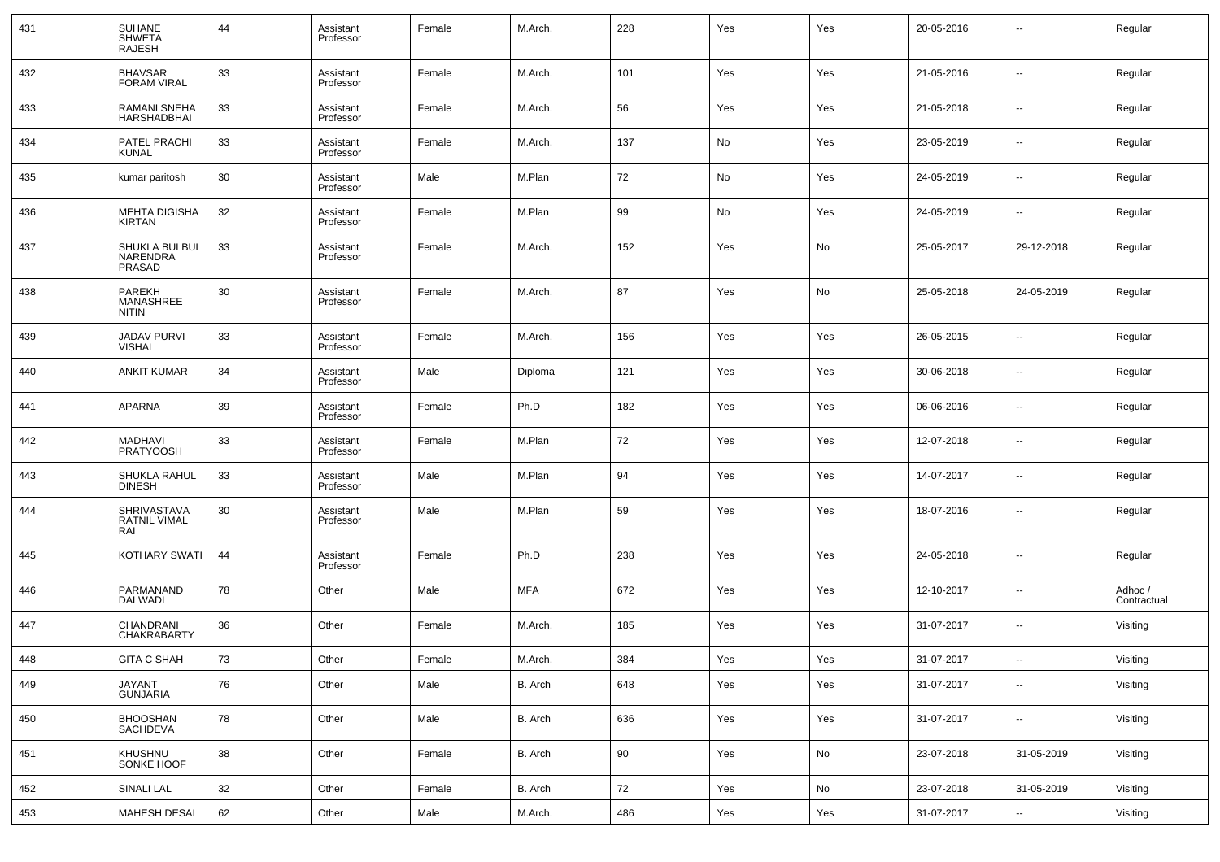| | | | | | | | | | | | |
|---|---|---|---|---|---|---|---|---|---|---|---|
| 431 | SUHANE SHWETA RAJESH | 44 | Assistant Professor | Female | M.Arch. | 228 | Yes | Yes | 20-05-2016 | -- | Regular |
| 432 | BHAVSAR FORAM VIRAL | 33 | Assistant Professor | Female | M.Arch. | 101 | Yes | Yes | 21-05-2016 | -- | Regular |
| 433 | RAMANI SNEHA HARSHADBHAI | 33 | Assistant Professor | Female | M.Arch. | 56 | Yes | Yes | 21-05-2018 | -- | Regular |
| 434 | PATEL PRACHI KUNAL | 33 | Assistant Professor | Female | M.Arch. | 137 | No | Yes | 23-05-2019 | -- | Regular |
| 435 | kumar paritosh | 30 | Assistant Professor | Male | M.Plan | 72 | No | Yes | 24-05-2019 | -- | Regular |
| 436 | MEHTA DIGISHA KIRTAN | 32 | Assistant Professor | Female | M.Plan | 99 | No | Yes | 24-05-2019 | -- | Regular |
| 437 | SHUKLA BULBUL NARENDRA PRASAD | 33 | Assistant Professor | Female | M.Arch. | 152 | Yes | No | 25-05-2017 | 29-12-2018 | Regular |
| 438 | PAREKH MANASHREE NITIN | 30 | Assistant Professor | Female | M.Arch. | 87 | Yes | No | 25-05-2018 | 24-05-2019 | Regular |
| 439 | JADAV PURVI VISHAL | 33 | Assistant Professor | Female | M.Arch. | 156 | Yes | Yes | 26-05-2015 | -- | Regular |
| 440 | ANKIT KUMAR | 34 | Assistant Professor | Male | Diploma | 121 | Yes | Yes | 30-06-2018 | -- | Regular |
| 441 | APARNA | 39 | Assistant Professor | Female | Ph.D | 182 | Yes | Yes | 06-06-2016 | -- | Regular |
| 442 | MADHAVI PRATYOOSH | 33 | Assistant Professor | Female | M.Plan | 72 | Yes | Yes | 12-07-2018 | -- | Regular |
| 443 | SHUKLA RAHUL DINESH | 33 | Assistant Professor | Male | M.Plan | 94 | Yes | Yes | 14-07-2017 | -- | Regular |
| 444 | SHRIVASTAVA RATNIL VIMAL RAI | 30 | Assistant Professor | Male | M.Plan | 59 | Yes | Yes | 18-07-2016 | -- | Regular |
| 445 | KOTHARY SWATI | 44 | Assistant Professor | Female | Ph.D | 238 | Yes | Yes | 24-05-2018 | -- | Regular |
| 446 | PARMANAND DALWADI | 78 | Other | Male | MFA | 672 | Yes | Yes | 12-10-2017 | -- | Adhoc / Contractual |
| 447 | CHANDRANI CHAKRABARTY | 36 | Other | Female | M.Arch. | 185 | Yes | Yes | 31-07-2017 | -- | Visiting |
| 448 | GITA C SHAH | 73 | Other | Female | M.Arch. | 384 | Yes | Yes | 31-07-2017 | -- | Visiting |
| 449 | JAYANT GUNJARIA | 76 | Other | Male | B. Arch | 648 | Yes | Yes | 31-07-2017 | -- | Visiting |
| 450 | BHOOSHAN SACHDEVA | 78 | Other | Male | B. Arch | 636 | Yes | Yes | 31-07-2017 | -- | Visiting |
| 451 | KHUSHNU SONKE HOOF | 38 | Other | Female | B. Arch | 90 | Yes | No | 23-07-2018 | 31-05-2019 | Visiting |
| 452 | SINALI LAL | 32 | Other | Female | B. Arch | 72 | Yes | No | 23-07-2018 | 31-05-2019 | Visiting |
| 453 | MAHESH DESAI | 62 | Other | Male | M.Arch. | 486 | Yes | Yes | 31-07-2017 | -- | Visiting |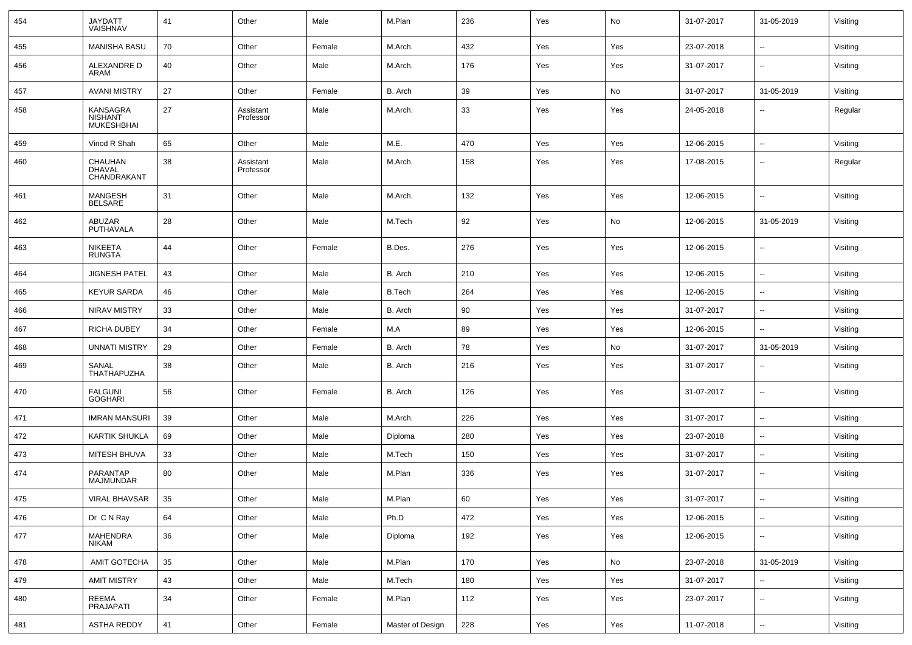| | | | | | | | | | | | |
|---|---|---|---|---|---|---|---|---|---|---|---|
| 454 | JAYDATT VAISHNAV | 41 | Other | Male | M.Plan | 236 | Yes | No | 31-07-2017 | 31-05-2019 | Visiting |
| 455 | MANISHA BASU | 70 | Other | Female | M.Arch. | 432 | Yes | Yes | 23-07-2018 | -- | Visiting |
| 456 | ALEXANDRE D ARAM | 40 | Other | Male | M.Arch. | 176 | Yes | Yes | 31-07-2017 | -- | Visiting |
| 457 | AVANI MISTRY | 27 | Other | Female | B. Arch | 39 | Yes | No | 31-07-2017 | 31-05-2019 | Visiting |
| 458 | KANSAGRA NISHANT MUKESHBHAI | 27 | Assistant Professor | Male | M.Arch. | 33 | Yes | Yes | 24-05-2018 | -- | Regular |
| 459 | Vinod R Shah | 65 | Other | Male | M.E. | 470 | Yes | Yes | 12-06-2015 | -- | Visiting |
| 460 | CHAUHAN DHAVAL CHANDRAKANT | 38 | Assistant Professor | Male | M.Arch. | 158 | Yes | Yes | 17-08-2015 | -- | Regular |
| 461 | MANGESH BELSARE | 31 | Other | Male | M.Arch. | 132 | Yes | Yes | 12-06-2015 | -- | Visiting |
| 462 | ABUZAR PUTHAVALA | 28 | Other | Male | M.Tech | 92 | Yes | No | 12-06-2015 | 31-05-2019 | Visiting |
| 463 | NIKEETA RUNGTA | 44 | Other | Female | B.Des. | 276 | Yes | Yes | 12-06-2015 | -- | Visiting |
| 464 | JIGNESH PATEL | 43 | Other | Male | B. Arch | 210 | Yes | Yes | 12-06-2015 | -- | Visiting |
| 465 | KEYUR SARDA | 46 | Other | Male | B.Tech | 264 | Yes | Yes | 12-06-2015 | -- | Visiting |
| 466 | NIRAV MISTRY | 33 | Other | Male | B. Arch | 90 | Yes | Yes | 31-07-2017 | -- | Visiting |
| 467 | RICHA DUBEY | 34 | Other | Female | M.A | 89 | Yes | Yes | 12-06-2015 | -- | Visiting |
| 468 | UNNATI MISTRY | 29 | Other | Female | B. Arch | 78 | Yes | No | 31-07-2017 | 31-05-2019 | Visiting |
| 469 | SANAL THATHAPUZHA | 38 | Other | Male | B. Arch | 216 | Yes | Yes | 31-07-2017 | -- | Visiting |
| 470 | FALGUNI GOGHARI | 56 | Other | Female | B. Arch | 126 | Yes | Yes | 31-07-2017 | -- | Visiting |
| 471 | IMRAN MANSURI | 39 | Other | Male | M.Arch. | 226 | Yes | Yes | 31-07-2017 | -- | Visiting |
| 472 | KARTIK SHUKLA | 69 | Other | Male | Diploma | 280 | Yes | Yes | 23-07-2018 | -- | Visiting |
| 473 | MITESH BHUVA | 33 | Other | Male | M.Tech | 150 | Yes | Yes | 31-07-2017 | -- | Visiting |
| 474 | PARANTAP MAJMUNDAR | 80 | Other | Male | M.Plan | 336 | Yes | Yes | 31-07-2017 | -- | Visiting |
| 475 | VIRAL BHAVSAR | 35 | Other | Male | M.Plan | 60 | Yes | Yes | 31-07-2017 | -- | Visiting |
| 476 | Dr C N Ray | 64 | Other | Male | Ph.D | 472 | Yes | Yes | 12-06-2015 | -- | Visiting |
| 477 | MAHENDRA NIKAM | 36 | Other | Male | Diploma | 192 | Yes | Yes | 12-06-2015 | -- | Visiting |
| 478 | AMIT GOTECHA | 35 | Other | Male | M.Plan | 170 | Yes | No | 23-07-2018 | 31-05-2019 | Visiting |
| 479 | AMIT MISTRY | 43 | Other | Male | M.Tech | 180 | Yes | Yes | 31-07-2017 | -- | Visiting |
| 480 | REEMA PRAJAPATI | 34 | Other | Female | M.Plan | 112 | Yes | Yes | 23-07-2017 | -- | Visiting |
| 481 | ASTHA REDDY | 41 | Other | Female | Master of Design | 228 | Yes | Yes | 11-07-2018 | -- | Visiting |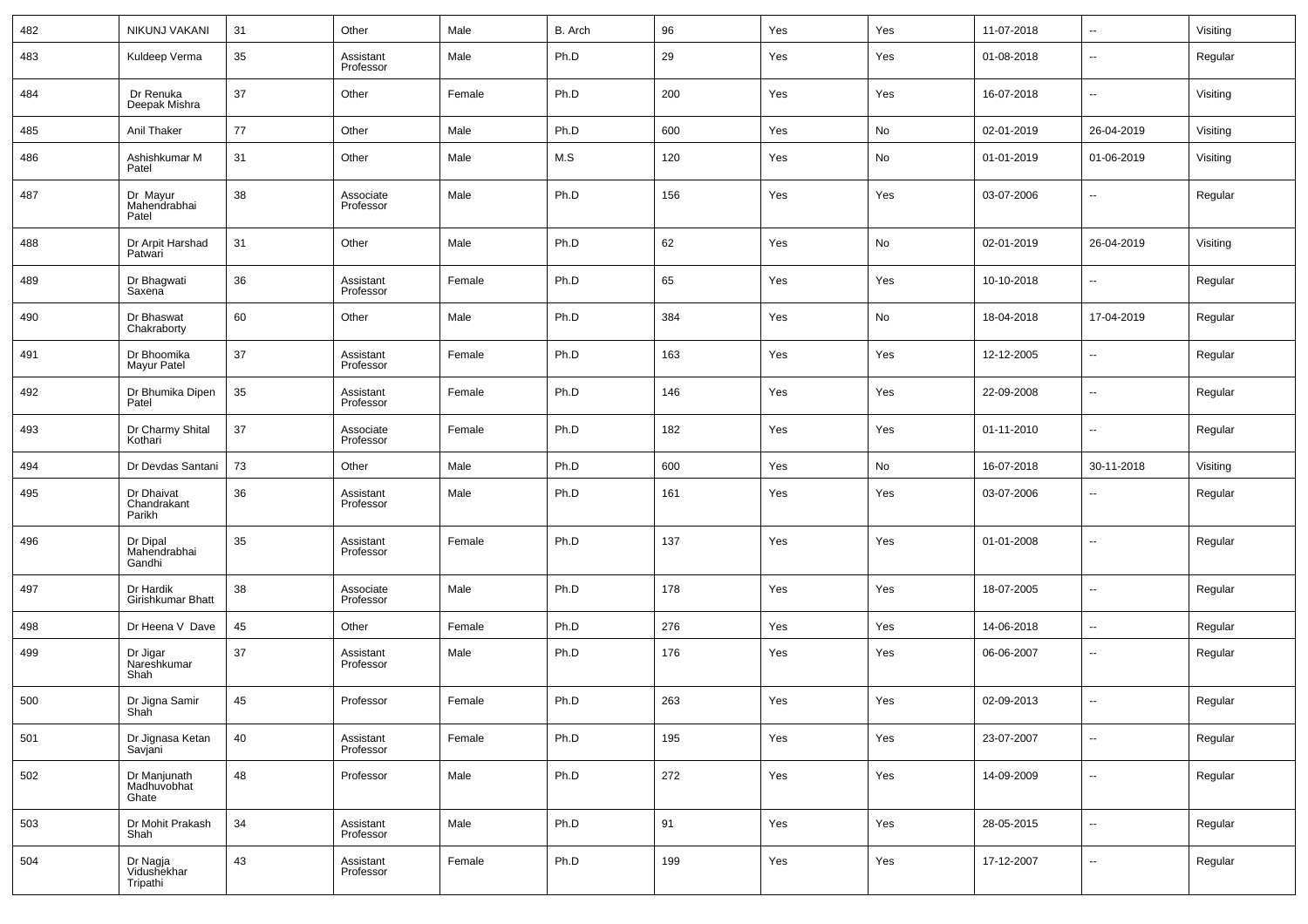| | | | | | | | | | | | |
|---|---|---|---|---|---|---|---|---|---|---|---|
| 482 | NIKUNJ VAKANI | 31 | Other | Male | B. Arch | 96 | Yes | Yes | 11-07-2018 | -- | Visiting |
| 483 | Kuldeep Verma | 35 | Assistant Professor | Male | Ph.D | 29 | Yes | Yes | 01-08-2018 | -- | Regular |
| 484 | Dr Renuka Deepak Mishra | 37 | Other | Female | Ph.D | 200 | Yes | Yes | 16-07-2018 | -- | Visiting |
| 485 | Anil Thaker | 77 | Other | Male | Ph.D | 600 | Yes | No | 02-01-2019 | 26-04-2019 | Visiting |
| 486 | Ashishkumar M Patel | 31 | Other | Male | M.S | 120 | Yes | No | 01-01-2019 | 01-06-2019 | Visiting |
| 487 | Dr Mayur Mahendrabhai Patel | 38 | Associate Professor | Male | Ph.D | 156 | Yes | Yes | 03-07-2006 | -- | Regular |
| 488 | Dr Arpit Harshad Patwari | 31 | Other | Male | Ph.D | 62 | Yes | No | 02-01-2019 | 26-04-2019 | Visiting |
| 489 | Dr Bhagwati Saxena | 36 | Assistant Professor | Female | Ph.D | 65 | Yes | Yes | 10-10-2018 | -- | Regular |
| 490 | Dr Bhaswat Chakraborty | 60 | Other | Male | Ph.D | 384 | Yes | No | 18-04-2018 | 17-04-2019 | Regular |
| 491 | Dr Bhoomika Mayur Patel | 37 | Assistant Professor | Female | Ph.D | 163 | Yes | Yes | 12-12-2005 | -- | Regular |
| 492 | Dr Bhumika Dipen Patel | 35 | Assistant Professor | Female | Ph.D | 146 | Yes | Yes | 22-09-2008 | -- | Regular |
| 493 | Dr Charmy Shital Kothari | 37 | Associate Professor | Female | Ph.D | 182 | Yes | Yes | 01-11-2010 | -- | Regular |
| 494 | Dr Devdas Santani | 73 | Other | Male | Ph.D | 600 | Yes | No | 16-07-2018 | 30-11-2018 | Visiting |
| 495 | Dr Dhaivat Chandrakant Parikh | 36 | Assistant Professor | Male | Ph.D | 161 | Yes | Yes | 03-07-2006 | -- | Regular |
| 496 | Dr Dipal Mahendrabhai Gandhi | 35 | Assistant Professor | Female | Ph.D | 137 | Yes | Yes | 01-01-2008 | -- | Regular |
| 497 | Dr Hardik Girishkumar Bhatt | 38 | Associate Professor | Male | Ph.D | 178 | Yes | Yes | 18-07-2005 | -- | Regular |
| 498 | Dr Heena V Dave | 45 | Other | Female | Ph.D | 276 | Yes | Yes | 14-06-2018 | -- | Regular |
| 499 | Dr Jigar Nareshkumar Shah | 37 | Assistant Professor | Male | Ph.D | 176 | Yes | Yes | 06-06-2007 | -- | Regular |
| 500 | Dr Jigna Samir Shah | 45 | Professor | Female | Ph.D | 263 | Yes | Yes | 02-09-2013 | -- | Regular |
| 501 | Dr Jignasa Ketan Savjani | 40 | Assistant Professor | Female | Ph.D | 195 | Yes | Yes | 23-07-2007 | -- | Regular |
| 502 | Dr Manjunath Madhuvobhat Ghate | 48 | Professor | Male | Ph.D | 272 | Yes | Yes | 14-09-2009 | -- | Regular |
| 503 | Dr Mohit Prakash Shah | 34 | Assistant Professor | Male | Ph.D | 91 | Yes | Yes | 28-05-2015 | -- | Regular |
| 504 | Dr Nagja Vidushekhar Tripathi | 43 | Assistant Professor | Female | Ph.D | 199 | Yes | Yes | 17-12-2007 | -- | Regular |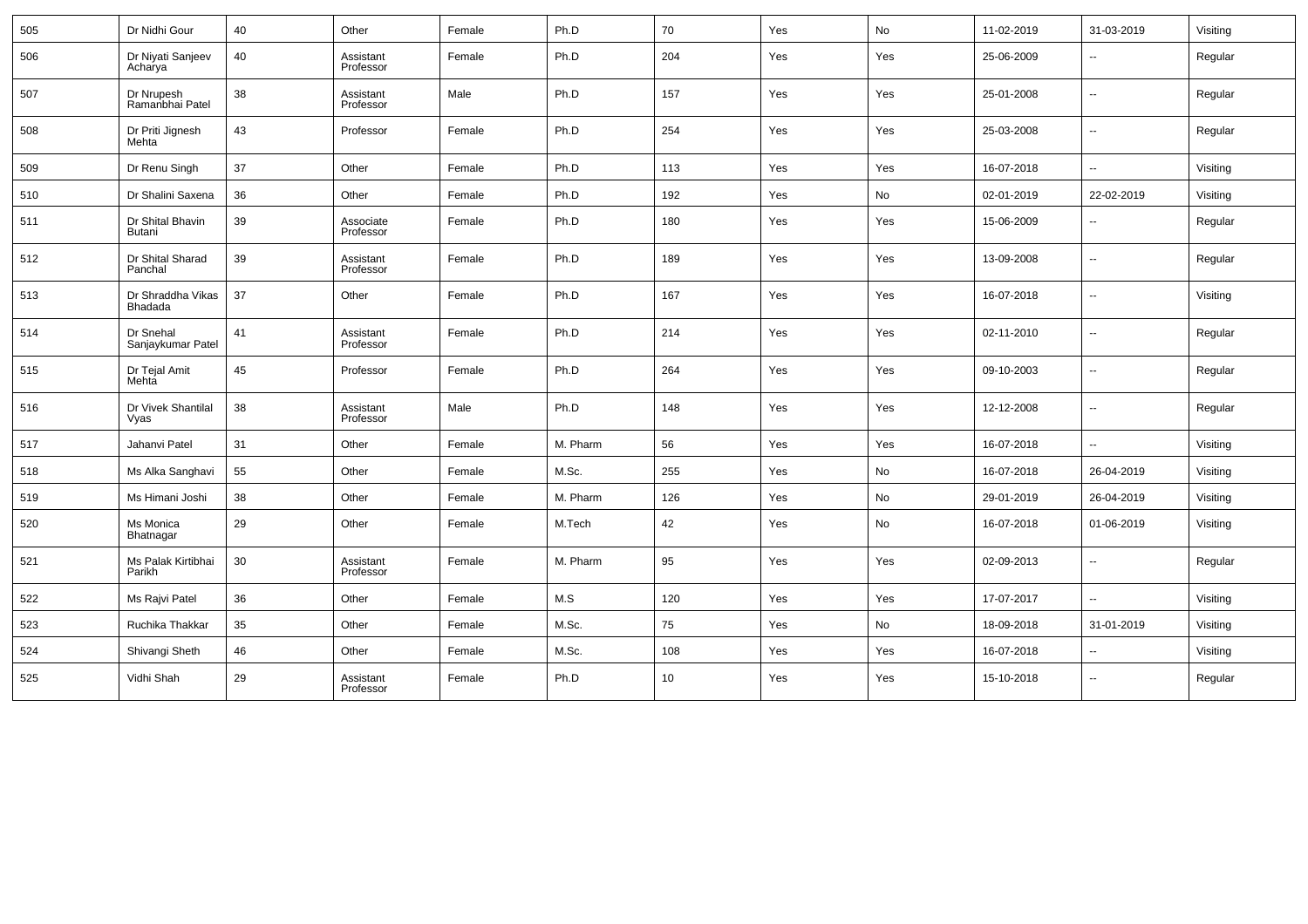| | | | | | | | | | | | |
|---|---|---|---|---|---|---|---|---|---|---|---|
| 505 | Dr Nidhi Gour | 40 | Other | Female | Ph.D | 70 | Yes | No | 11-02-2019 | 31-03-2019 | Visiting |
| 506 | Dr Niyati Sanjeev Acharya | 40 | Assistant Professor | Female | Ph.D | 204 | Yes | Yes | 25-06-2009 | -- | Regular |
| 507 | Dr Nrupesh Ramanbhai Patel | 38 | Assistant Professor | Male | Ph.D | 157 | Yes | Yes | 25-01-2008 | -- | Regular |
| 508 | Dr Priti Jignesh Mehta | 43 | Professor | Female | Ph.D | 254 | Yes | Yes | 25-03-2008 | -- | Regular |
| 509 | Dr Renu Singh | 37 | Other | Female | Ph.D | 113 | Yes | Yes | 16-07-2018 | -- | Visiting |
| 510 | Dr Shalini Saxena | 36 | Other | Female | Ph.D | 192 | Yes | No | 02-01-2019 | 22-02-2019 | Visiting |
| 511 | Dr Shital Bhavin Butani | 39 | Associate Professor | Female | Ph.D | 180 | Yes | Yes | 15-06-2009 | -- | Regular |
| 512 | Dr Shital Sharad Panchal | 39 | Assistant Professor | Female | Ph.D | 189 | Yes | Yes | 13-09-2008 | -- | Regular |
| 513 | Dr Shraddha Vikas Bhadada | 37 | Other | Female | Ph.D | 167 | Yes | Yes | 16-07-2018 | -- | Visiting |
| 514 | Dr Snehal Sanjaykumar Patel | 41 | Assistant Professor | Female | Ph.D | 214 | Yes | Yes | 02-11-2010 | -- | Regular |
| 515 | Dr Tejal Amit Mehta | 45 | Professor | Female | Ph.D | 264 | Yes | Yes | 09-10-2003 | -- | Regular |
| 516 | Dr Vivek Shantilal Vyas | 38 | Assistant Professor | Male | Ph.D | 148 | Yes | Yes | 12-12-2008 | -- | Regular |
| 517 | Jahanvi Patel | 31 | Other | Female | M. Pharm | 56 | Yes | Yes | 16-07-2018 | -- | Visiting |
| 518 | Ms Alka Sanghavi | 55 | Other | Female | M.Sc. | 255 | Yes | No | 16-07-2018 | 26-04-2019 | Visiting |
| 519 | Ms Himani Joshi | 38 | Other | Female | M. Pharm | 126 | Yes | No | 29-01-2019 | 26-04-2019 | Visiting |
| 520 | Ms Monica Bhatnagar | 29 | Other | Female | M.Tech | 42 | Yes | No | 16-07-2018 | 01-06-2019 | Visiting |
| 521 | Ms Palak Kirtibhai Parikh | 30 | Assistant Professor | Female | M. Pharm | 95 | Yes | Yes | 02-09-2013 | -- | Regular |
| 522 | Ms Rajvi Patel | 36 | Other | Female | M.S | 120 | Yes | Yes | 17-07-2017 | -- | Visiting |
| 523 | Ruchika Thakkar | 35 | Other | Female | M.Sc. | 75 | Yes | No | 18-09-2018 | 31-01-2019 | Visiting |
| 524 | Shivangi Sheth | 46 | Other | Female | M.Sc. | 108 | Yes | Yes | 16-07-2018 | -- | Visiting |
| 525 | Vidhi Shah | 29 | Assistant Professor | Female | Ph.D | 10 | Yes | Yes | 15-10-2018 | -- | Regular |